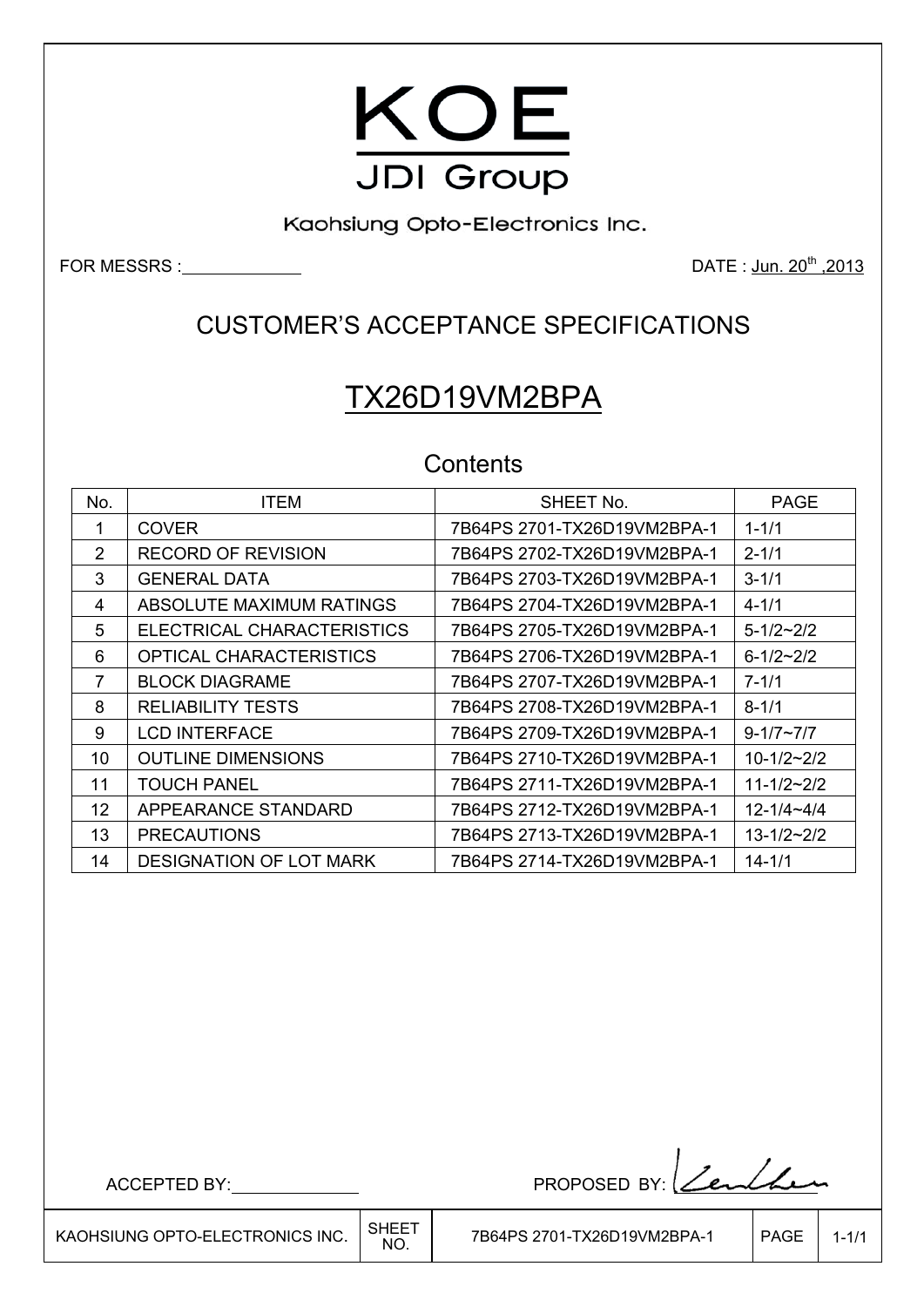# KOE

JDI Group

Kaohsiung Opto-Electronics Inc.

FOR MESSRS :

DATE : Jun. 20th ,2013

## CUSTOMER'S ACCEPTANCE SPECIFICATIONS

# TX26D19VM2BPA

### Contents

| No. | ITEM | SHEET No. | PAGE |
|---|---|---|---|
| 1 | COVER | 7B64PS 2701-TX26D19VM2BPA-1 | 1-1/1 |
| 2 | RECORD OF REVISION | 7B64PS 2702-TX26D19VM2BPA-1 | 2-1/1 |
| 3 | GENERAL DATA | 7B64PS 2703-TX26D19VM2BPA-1 | 3-1/1 |
| 4 | ABSOLUTE MAXIMUM RATINGS | 7B64PS 2704-TX26D19VM2BPA-1 | 4-1/1 |
| 5 | ELECTRICAL CHARACTERISTICS | 7B64PS 2705-TX26D19VM2BPA-1 | 5-1/2~2/2 |
| 6 | OPTICAL CHARACTERISTICS | 7B64PS 2706-TX26D19VM2BPA-1 | 6-1/2~2/2 |
| 7 | BLOCK DIAGRAME | 7B64PS 2707-TX26D19VM2BPA-1 | 7-1/1 |
| 8 | RELIABILITY TESTS | 7B64PS 2708-TX26D19VM2BPA-1 | 8-1/1 |
| 9 | LCD INTERFACE | 7B64PS 2709-TX26D19VM2BPA-1 | 9-1/7~7/7 |
| 10 | OUTLINE DIMENSIONS | 7B64PS 2710-TX26D19VM2BPA-1 | 10-1/2~2/2 |
| 11 | TOUCH PANEL | 7B64PS 2711-TX26D19VM2BPA-1 | 11-1/2~2/2 |
| 12 | APPEARANCE STANDARD | 7B64PS 2712-TX26D19VM2BPA-1 | 12-1/4~4/4 |
| 13 | PRECAUTIONS | 7B64PS 2713-TX26D19VM2BPA-1 | 13-1/2~2/2 |
| 14 | DESIGNATION OF LOT MARK | 7B64PS 2714-TX26D19VM2BPA-1 | 14-1/1 |

ACCEPTED BY:

PROPOSED BY: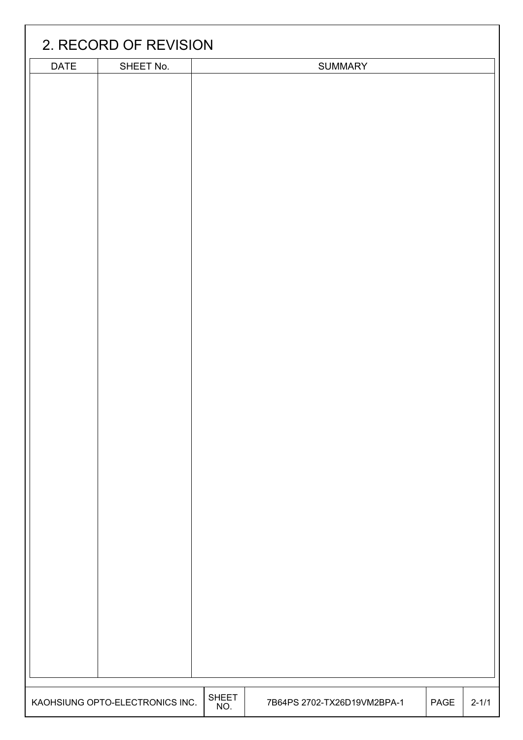## 2. RECORD OF REVISION

| DATE | SHEET No. | SUMMARY |
| --- | --- | --- |
| | | |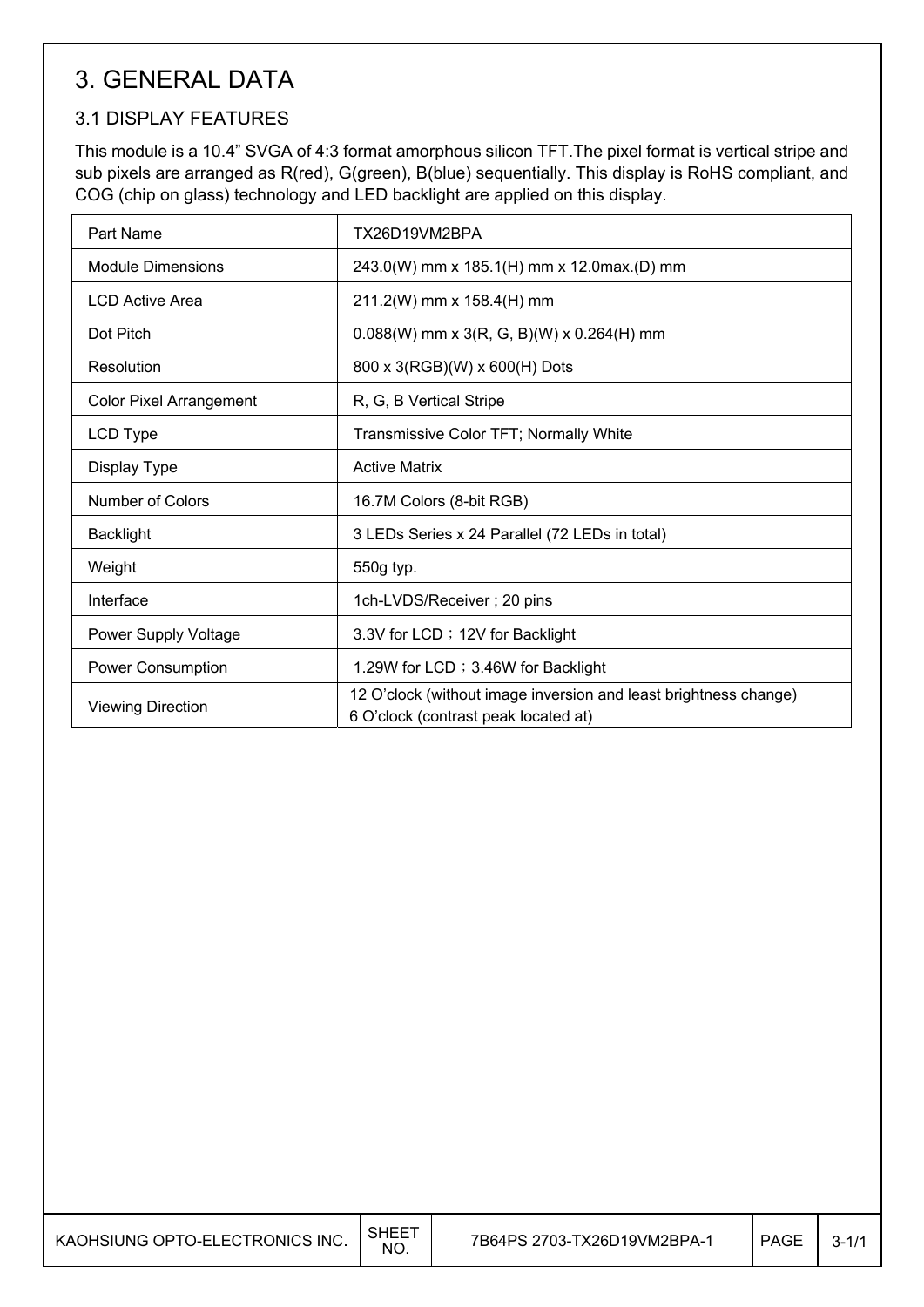# 3. GENERAL DATA

## 3.1 DISPLAY FEATURES

This module is a 10.4" SVGA of 4:3 format amorphous silicon TFT.The pixel format is vertical stripe and sub pixels are arranged as R(red), G(green), B(blue) sequentially. This display is RoHS compliant, and COG (chip on glass) technology and LED backlight are applied on this display.

| Part Name | TX26D19VM2BPA |
|---|---|
| Module Dimensions | 243.0(W) mm x 185.1(H) mm x 12.0max.(D) mm |
| LCD Active Area | 211.2(W) mm x 158.4(H) mm |
| Dot Pitch | 0.088(W) mm x 3(R, G, B)(W) x 0.264(H) mm |
| Resolution | 800 x 3(RGB)(W) x 600(H) Dots |
| Color Pixel Arrangement | R, G, B Vertical Stripe |
| LCD Type | Transmissive Color TFT; Normally White |
| Display Type | Active Matrix |
| Number of Colors | 16.7M Colors (8-bit RGB) |
| Backlight | 3 LEDs Series x 24 Parallel (72 LEDs in total) |
| Weight | 550g typ. |
| Interface | 1ch-LVDS/Receiver ; 20 pins |
| Power Supply Voltage | 3.3V for LCD；12V for Backlight |
| Power Consumption | 1.29W for LCD；3.46W for Backlight |
| Viewing Direction | 12 O'clock (without image inversion and least brightness change)<br>6 O'clock (contrast peak located at) |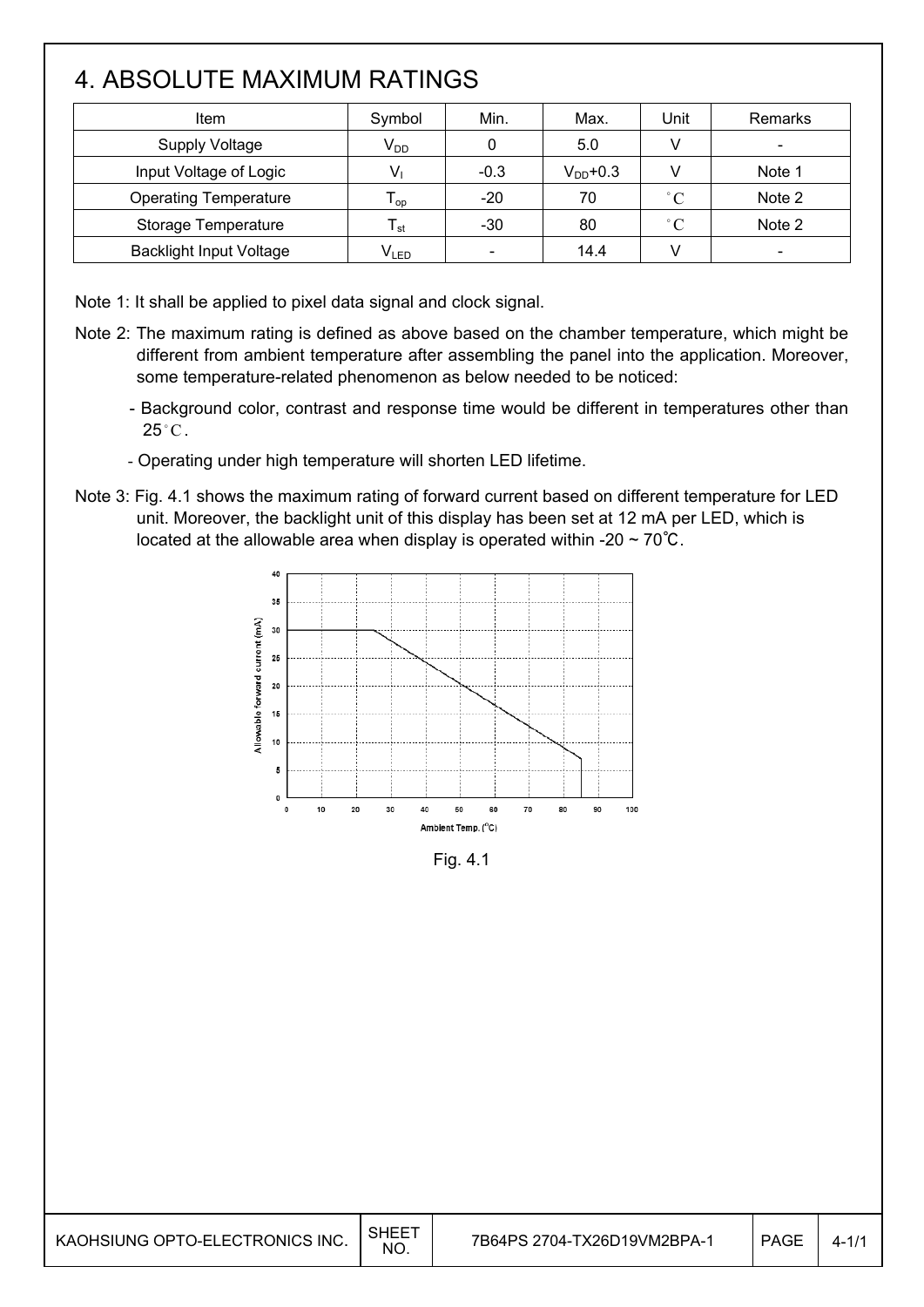# 4. ABSOLUTE MAXIMUM RATINGS

| Item | Symbol | Min. | Max. | Unit | Remarks |
|---|---|---|---|---|---|
| Supply Voltage | $V_{DD}$ | 0 | 5.0 | V | - |
| Input Voltage of Logic | $V_I$ | -0.3 | $V_{DD}$+0.3 | V | Note 1 |
| Operating Temperature | $T_{op}$ | -20 | 70 | °C | Note 2 |
| Storage Temperature | $T_{st}$ | -30 | 80 | °C | Note 2 |
| Backlight Input Voltage | $V_{LED}$ | - | 14.4 | V | - |

Note 1: It shall be applied to pixel data signal and clock signal.

Note 2: The maximum rating is defined as above based on the chamber temperature, which might be different from ambient temperature after assembling the panel into the application. Moreover, some temperature-related phenomenon as below needed to be noticed:

- Background color, contrast and response time would be different in temperatures other than 25°C.
- Operating under high temperature will shorten LED lifetime.

Note 3: Fig. 4.1 shows the maximum rating of forward current based on different temperature for LED unit. Moreover, the backlight unit of this display has been set at 12 mA per LED, which is located at the allowable area when display is operated within -20 ~ 70℃.

Fig. 4.1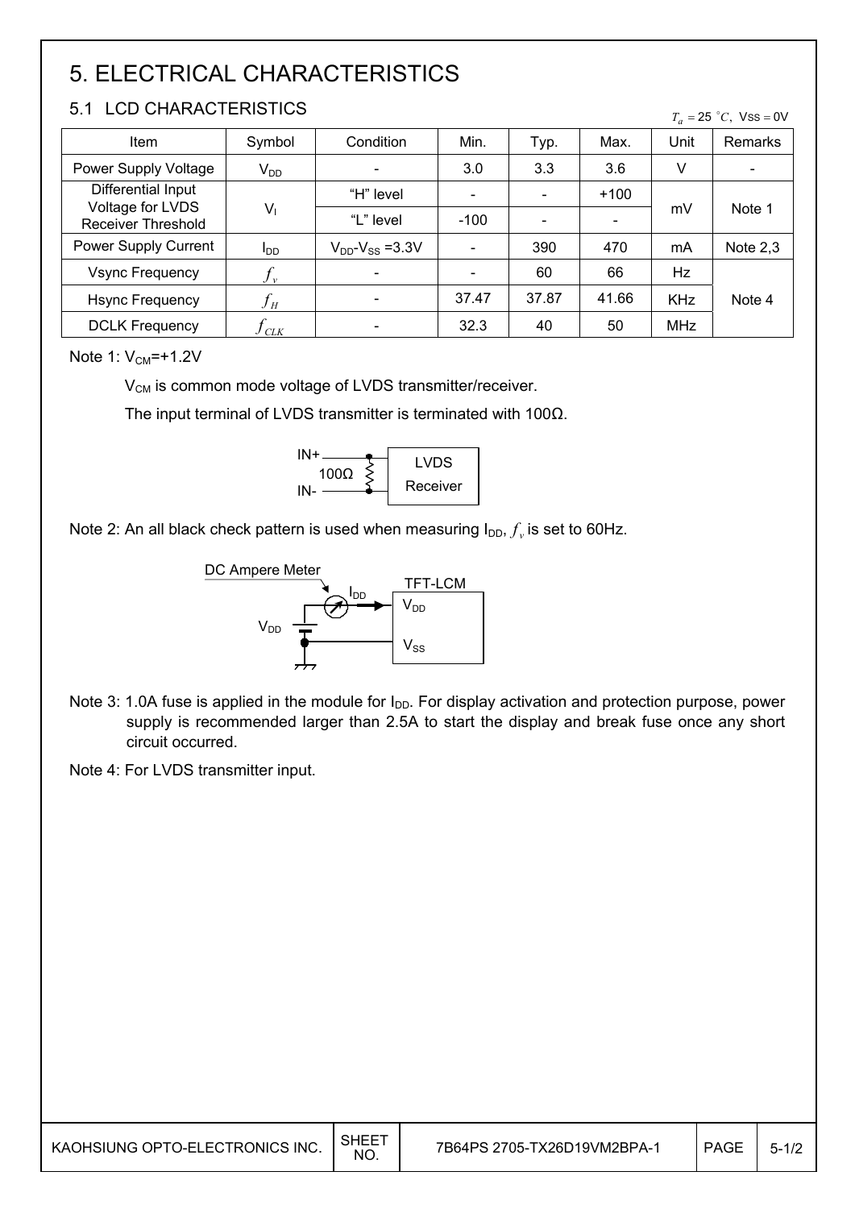# 5. ELECTRICAL CHARACTERISTICS

## 5.1 LCD CHARACTERISTICS

$T_a = 25\ ^\circ C$, $VSS = 0V$

| Item | Symbol | Condition | Min. | Typ. | Max. | Unit | Remarks |
|---|---|---|---|---|---|---|---|
| Power Supply Voltage | $V_{DD}$ | - | 3.0 | 3.3 | 3.6 | V | - |
| Differential Input Voltage for LVDS Receiver Threshold | $V_I$ | "H" level | - | - | +100 | mV | Note 1 |
| | | "L" level | -100 | - | - | | |
| Power Supply Current | $I_{DD}$ | $V_{DD}$-$V_{SS}$ =3.3V | - | 390 | 470 | mA | Note 2,3 |
| Vsync Frequency | $f_v$ | - | - | 60 | 66 | Hz | Note 4 |
| Hsync Frequency | $f_H$ | - | 37.47 | 37.87 | 41.66 | KHz | |
| DCLK Frequency | $f_{CLK}$ | - | 32.3 | 40 | 50 | MHz | |

Note 1: $V_{CM}$=+1.2V

$V_{CM}$ is common mode voltage of LVDS transmitter/receiver.

The input terminal of LVDS transmitter is terminated with 100Ω.

IN+ / IN- — 100Ω — LVDS Receiver

Note 2: An all black check pattern is used when measuring $I_{DD}$, $f_v$ is set to 60Hz.

DC Ampere Meter — $I_{DD}$ — TFT-LCM ($V_{DD}$, $V_{SS}$) — $V_{DD}$

Note 3: 1.0A fuse is applied in the module for $I_{DD}$. For display activation and protection purpose, power supply is recommended larger than 2.5A to start the display and break fuse once any short circuit occurred.

Note 4: For LVDS transmitter input.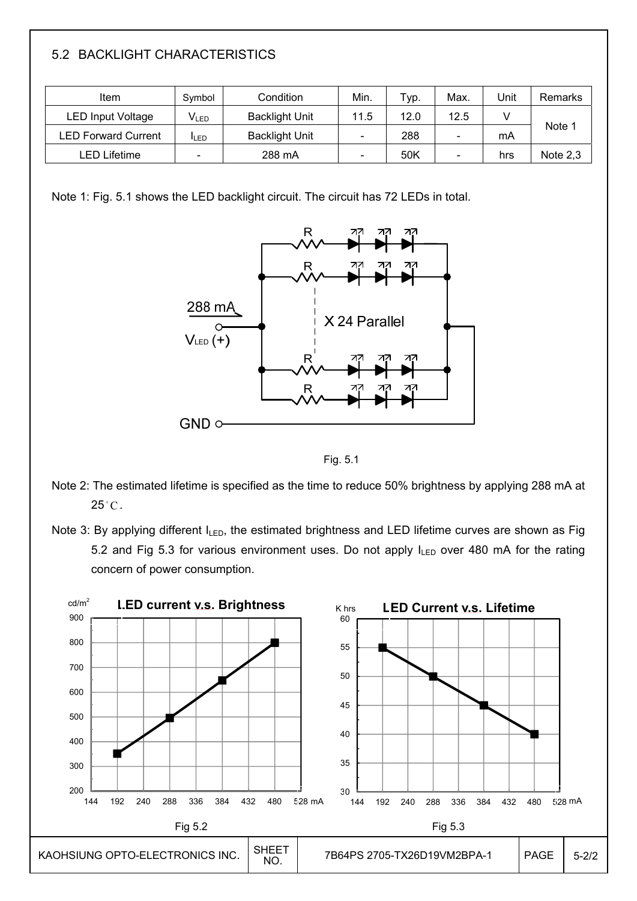## 5.2 BACKLIGHT CHARACTERISTICS

| Item | Symbol | Condition | Min. | Typ. | Max. | Unit | Remarks |
|---|---|---|---|---|---|---|---|
| LED Input Voltage | $V_{LED}$ | Backlight Unit | 11.5 | 12.0 | 12.5 | V | Note 1 |
| LED Forward Current | $I_{LED}$ | Backlight Unit | - | 288 | - | mA | |
| LED Lifetime | - | 288 mA | - | 50K | - | hrs | Note 2,3 |

Note 1: Fig. 5.1 shows the LED backlight circuit. The circuit has 72 LEDs in total.

288 mA

$V_{LED}$ (+)

X 24 Parallel

GND

Fig. 5.1

Note 2: The estimated lifetime is specified as the time to reduce 50% brightness by applying 288 mA at 25°C.

Note 3: By applying different $I_{LED}$, the estimated brightness and LED lifetime curves are shown as Fig 5.2 and Fig 5.3 for various environment uses. Do not apply $I_{LED}$ over 480 mA for the rating concern of power consumption.

**LED current v.s. Brightness**

Fig 5.2

**LED Current v.s. Lifetime**

Fig 5.3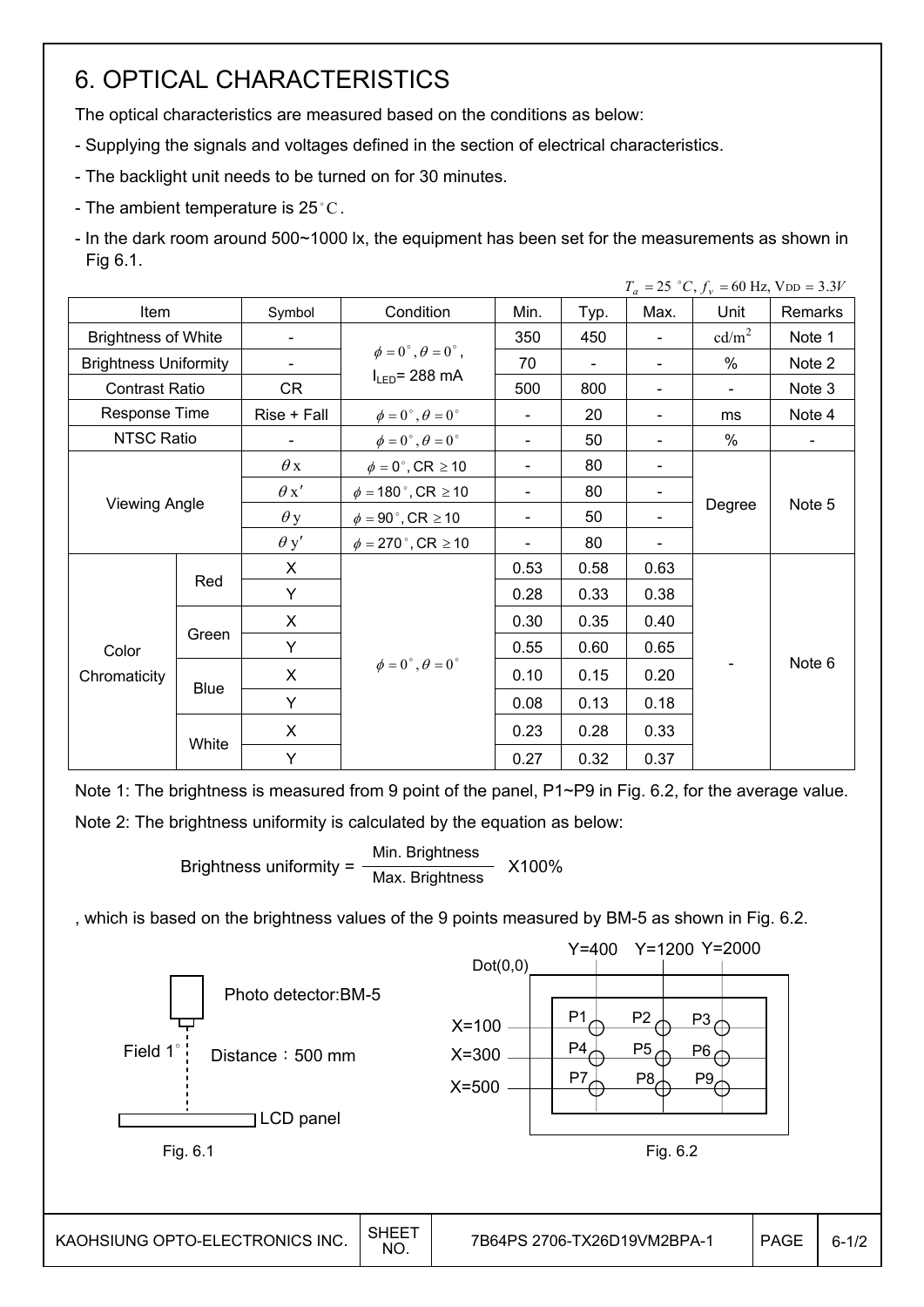# 6. OPTICAL CHARACTERISTICS

The optical characteristics are measured based on the conditions as below:

- Supplying the signals and voltages defined in the section of electrical characteristics.
- The backlight unit needs to be turned on for 30 minutes.
- The ambient temperature is 25°C.
- In the dark room around 500~1000 lx, the equipment has been set for the measurements as shown in Fig 6.1.

$T_a = 25\ ^\circ C$, $f_v = 60$ Hz, $V_{DD} = 3.3V$

| Item | | Symbol | Condition | Min. | Typ. | Max. | Unit | Remarks |
|---|---|---|---|---|---|---|---|---|
| Brightness of White | | - | $\phi = 0^\circ, \theta = 0^\circ$, $I_{LED}$= 288 mA | 350 | 450 | - | $cd/m^2$ | Note 1 |
| Brightness Uniformity | | - | | 70 | - | - | % | Note 2 |
| Contrast Ratio | | CR | | 500 | 800 | - | - | Note 3 |
| Response Time | | Rise + Fall | $\phi = 0^\circ, \theta = 0^\circ$ | - | 20 | - | ms | Note 4 |
| NTSC Ratio | | - | $\phi = 0^\circ, \theta = 0^\circ$ | - | 50 | - | % | - |
| Viewing Angle | | $\theta x$ | $\phi = 0^\circ$, CR $\geq 10$ | - | 80 | - | Degree | Note 5 |
| | | $\theta x'$ | $\phi = 180^\circ$, CR $\geq 10$ | - | 80 | - | | |
| | | $\theta y$ | $\phi = 90^\circ$, CR $\geq 10$ | - | 50 | - | | |
| | | $\theta y'$ | $\phi = 270^\circ$, CR $\geq 10$ | - | 80 | - | | |
| Color Chromaticity | Red | X | $\phi = 0^\circ, \theta = 0^\circ$ | 0.53 | 0.58 | 0.63 | - | Note 6 |
| | | Y | | 0.28 | 0.33 | 0.38 | | |
| | Green | X | | 0.30 | 0.35 | 0.40 | | |
| | | Y | | 0.55 | 0.60 | 0.65 | | |
| | Blue | X | | 0.10 | 0.15 | 0.20 | | |
| | | Y | | 0.08 | 0.13 | 0.18 | | |
| | White | X | | 0.23 | 0.28 | 0.33 | | |
| | | Y | | 0.27 | 0.32 | 0.37 | | |

Note 1: The brightness is measured from 9 point of the panel, P1~P9 in Fig. 6.2, for the average value.

Note 2: The brightness uniformity is calculated by the equation as below:

$$\text{Brightness uniformity} = \frac{\text{Min. Brightness}}{\text{Max. Brightness}} \times 100\%$$

, which is based on the brightness values of the 9 points measured by BM-5 as shown in Fig. 6.2.

Photo detector:BM-5

Field 1°

Distance：500 mm

LCD panel

Fig. 6.1

Dot(0,0)

Y=400 Y=1200 Y=2000

X=100 X=300 X=500

P1 P2 P3 P4 P5 P6 P7 P8 P9

Fig. 6.2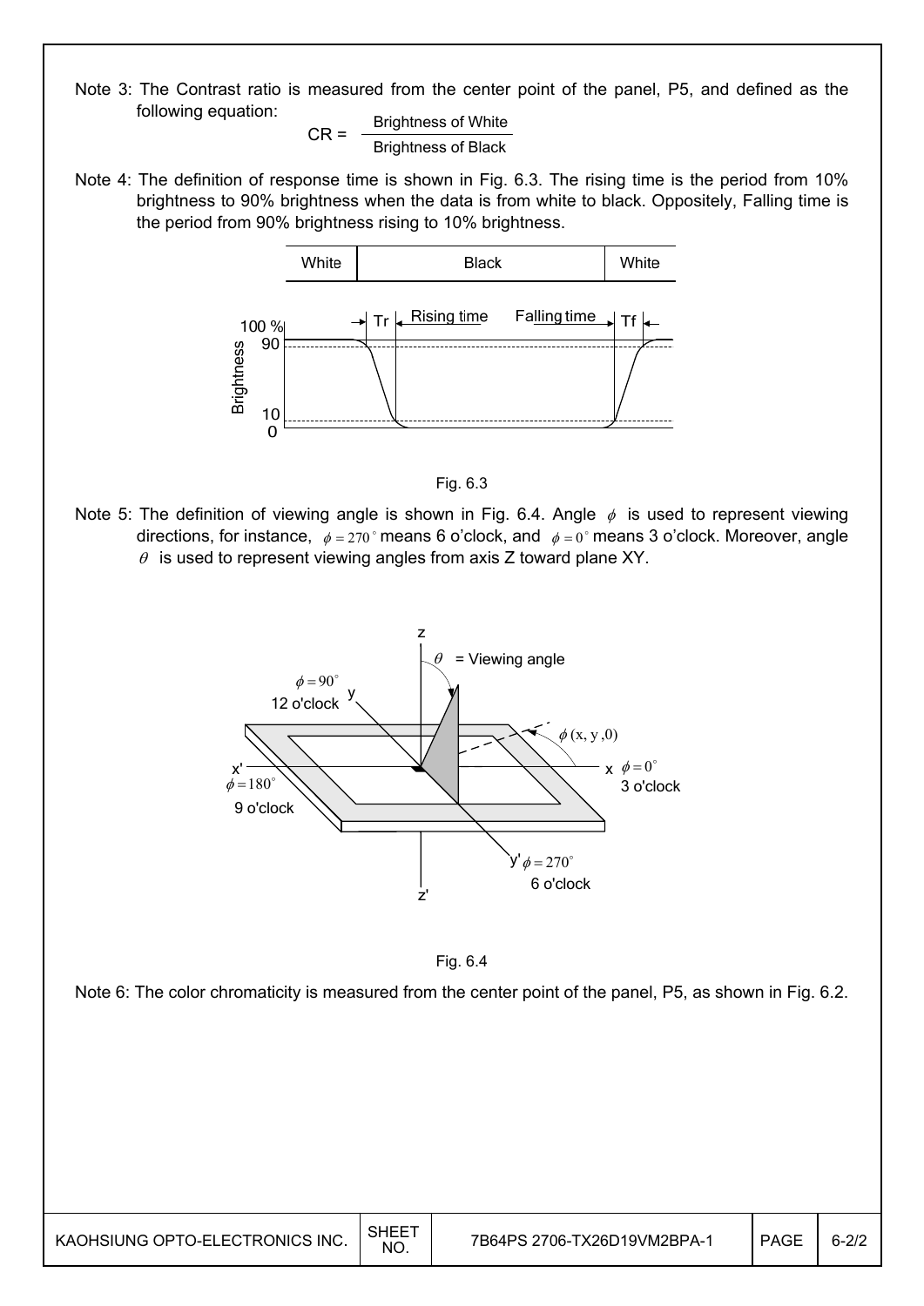Note 3: The Contrast ratio is measured from the center point of the panel, P5, and defined as the following equation:

$$CR = \frac{\text{Brightness of White}}{\text{Brightness of Black}}$$

Note 4: The definition of response time is shown in Fig. 6.3. The rising time is the period from 10% brightness to 90% brightness when the data is from white to black. Oppositely, Falling time is the period from 90% brightness rising to 10% brightness.

Fig. 6.3

Note 5: The definition of viewing angle is shown in Fig. 6.4. Angle $\phi$ is used to represent viewing directions, for instance, $\phi = 270^{\circ}$ means 6 o'clock, and $\phi = 0^{\circ}$ means 3 o'clock. Moreover, angle $\theta$ is used to represent viewing angles from axis Z toward plane XY.

Fig. 6.4

Note 6: The color chromaticity is measured from the center point of the panel, P5, as shown in Fig. 6.2.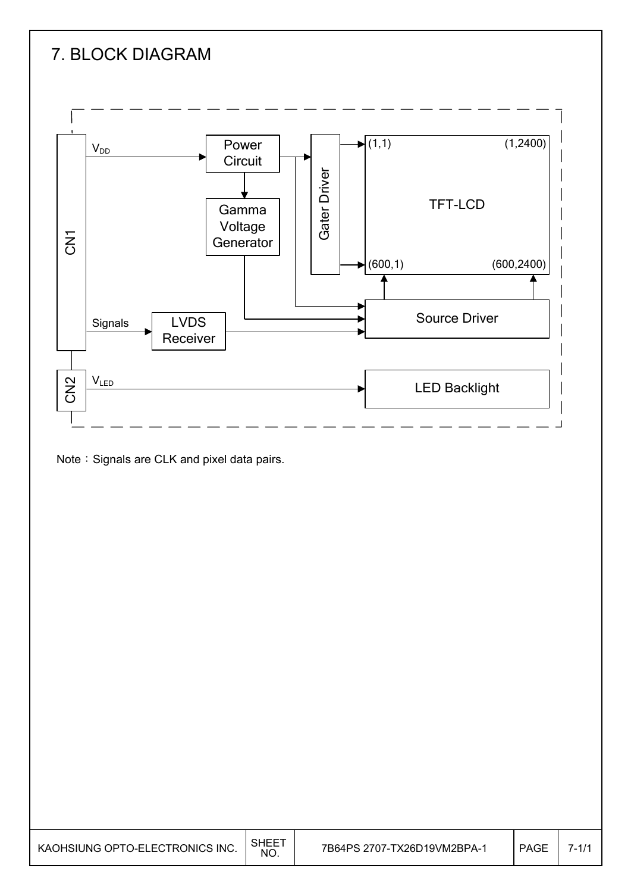# 7. BLOCK DIAGRAM

Note：Signals are CLK and pixel data pairs.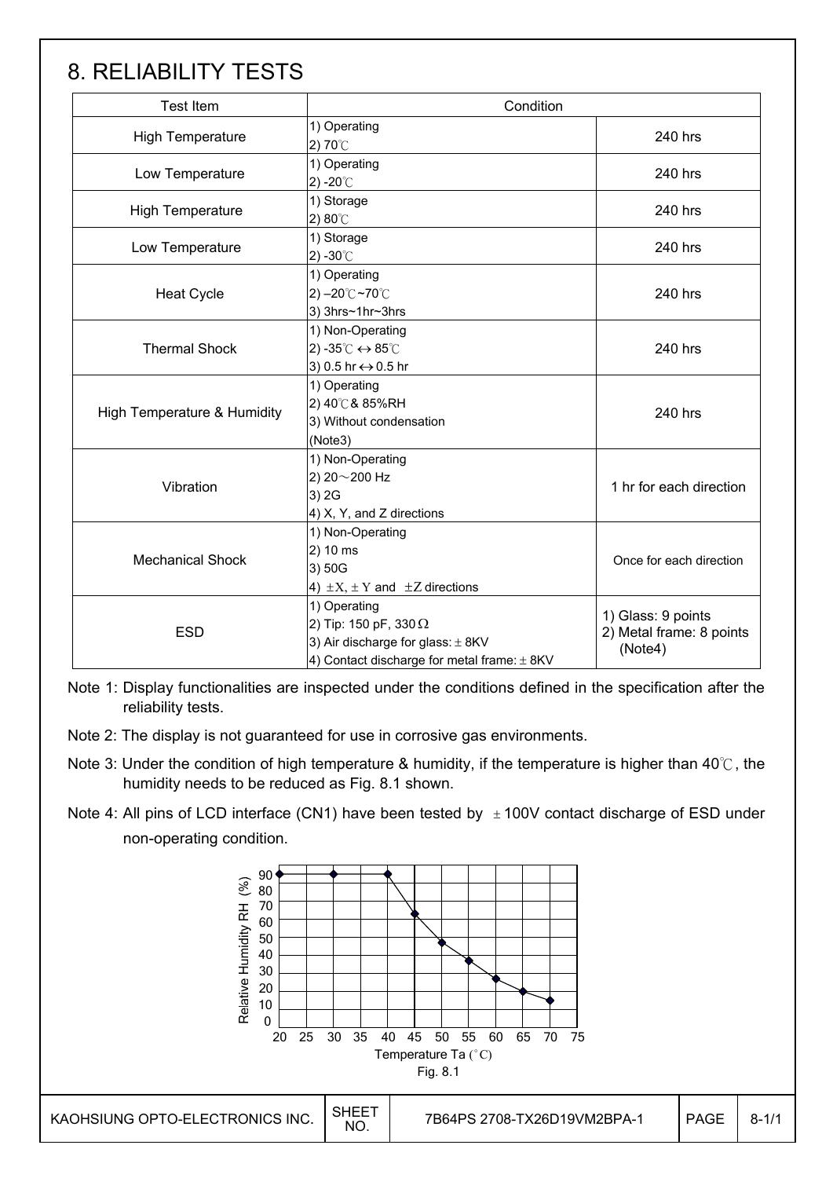# 8. RELIABILITY TESTS

| Test Item | Condition | |
|---|---|---|
| High Temperature | 1) Operating<br>2) 70℃ | 240 hrs |
| Low Temperature | 1) Operating<br>2) -20℃ | 240 hrs |
| High Temperature | 1) Storage<br>2) 80℃ | 240 hrs |
| Low Temperature | 1) Storage<br>2) -30℃ | 240 hrs |
| Heat Cycle | 1) Operating<br>2) –20℃~70℃<br>3) 3hrs~1hr~3hrs | 240 hrs |
| Thermal Shock | 1) Non-Operating<br>2) -35℃ ↔ 85℃<br>3) 0.5 hr ↔ 0.5 hr | 240 hrs |
| High Temperature & Humidity | 1) Operating<br>2) 40℃ & 85%RH<br>3) Without condensation<br>(Note3) | 240 hrs |
| Vibration | 1) Non-Operating<br>2) 20～200 Hz<br>3) 2G<br>4) X, Y, and Z directions | 1 hr for each direction |
| Mechanical Shock | 1) Non-Operating<br>2) 10 ms<br>3) 50G<br>4) ±X, ±Y and ±Z directions | Once for each direction |
| ESD | 1) Operating<br>2) Tip: 150 pF, 330 Ω<br>3) Air discharge for glass: ± 8KV<br>4) Contact discharge for metal frame: ± 8KV | 1) Glass: 9 points<br>2) Metal frame: 8 points (Note4) |

Note 1: Display functionalities are inspected under the conditions defined in the specification after the reliability tests.

Note 2: The display is not guaranteed for use in corrosive gas environments.

Note 3: Under the condition of high temperature & humidity, if the temperature is higher than 40℃, the humidity needs to be reduced as Fig. 8.1 shown.

Note 4: All pins of LCD interface (CN1) have been tested by ±100V contact discharge of ESD under non-operating condition.

Fig. 8.1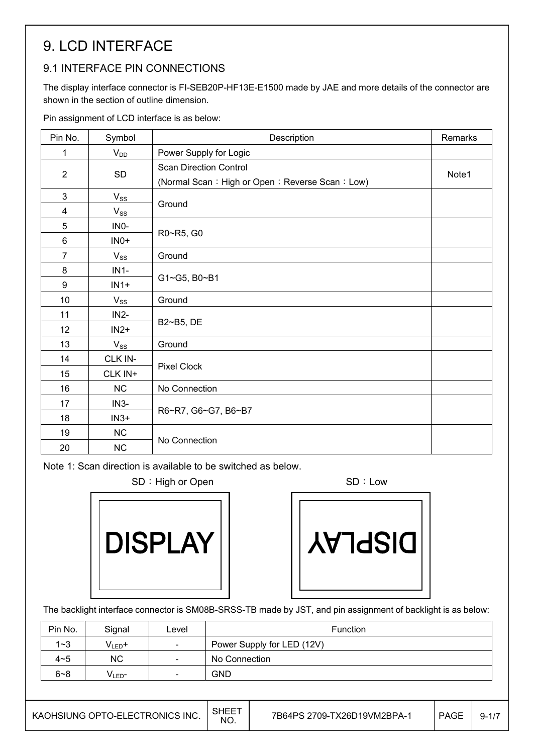# 9. LCD INTERFACE

## 9.1 INTERFACE PIN CONNECTIONS

The display interface connector is FI-SEB20P-HF13E-E1500 made by JAE and more details of the connector are shown in the section of outline dimension.

Pin assignment of LCD interface is as below:

| Pin No. | Symbol | Description | Remarks |
|---|---|---|---|
| 1 | $V_{DD}$ | Power Supply for Logic | |
| 2 | SD | Scan Direction Control (Normal Scan：High or Open；Reverse Scan：Low) | Note1 |
| 3 | $V_{SS}$ | Ground | |
| 4 | $V_{SS}$ | | |
| 5 | IN0- | R0~R5, G0 | |
| 6 | IN0+ | | |
| 7 | $V_{SS}$ | Ground | |
| 8 | IN1- | G1~G5, B0~B1 | |
| 9 | IN1+ | | |
| 10 | $V_{SS}$ | Ground | |
| 11 | IN2- | B2~B5, DE | |
| 12 | IN2+ | | |
| 13 | $V_{SS}$ | Ground | |
| 14 | CLK IN- | Pixel Clock | |
| 15 | CLK IN+ | | |
| 16 | NC | No Connection | |
| 17 | IN3- | R6~R7, G6~G7, B6~B7 | |
| 18 | IN3+ | | |
| 19 | NC | No Connection | |
| 20 | NC | | |

Note 1: Scan direction is available to be switched as below.

SD：High or Open　　　　SD：Low

The backlight interface connector is SM08B-SRSS-TB made by JST, and pin assignment of backlight is as below:

| Pin No. | Signal | Level | Function |
|---|---|---|---|
| 1~3 | $V_{LED}$+ | - | Power Supply for LED (12V) |
| 4~5 | NC | - | No Connection |
| 6~8 | $V_{LED}$- | - | GND |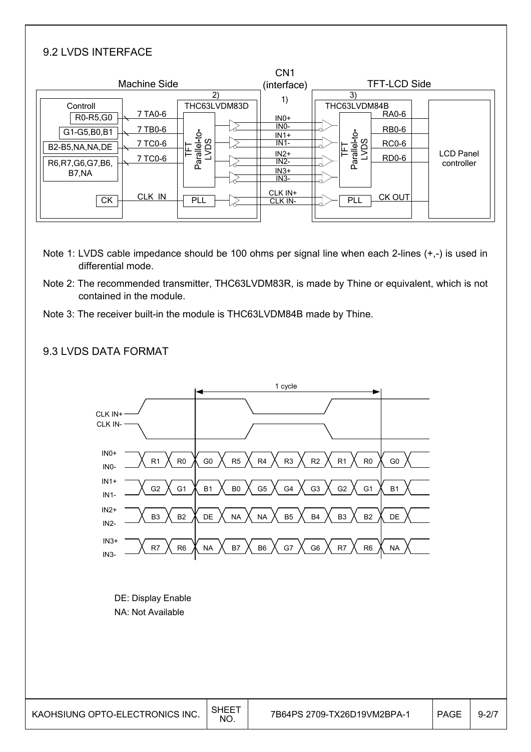## 9.2 LVDS INTERFACE

Machine Side | CN1 (interface) | TFT-LCD Side

Controll: R0-R5,G0 — 7 TA0-6; G1-G5,B0,B1 — 7 TB0-6; B2-B5,NA,NA,DE — 7 TC0-6; R6,R7,G6,G7,B6,B7,NA — 7 TC0-6; CK — CLK IN

2) THC63LVDM83D — TFT Parallel-to-LVDS, PLL

1) IN0+, IN0-, IN1+, IN1-, IN2+, IN2-, IN3+, IN3-, CLK IN+, CLK IN-

3) THC63LVDM84B — TFT Parallel-to-LVDS, PLL — RA0-6, RB0-6, RC0-6, RD0-6, CK OUT — LCD Panel controller

Note 1: LVDS cable impedance should be 100 ohms per signal line when each 2-lines (+,-) is used in differential mode.

Note 2: The recommended transmitter, THC63LVDM83R, is made by Thine or equivalent, which is not contained in the module.

Note 3: The receiver built-in the module is THC63LVDM84B made by Thine.

## 9.3 LVDS DATA FORMAT

1 cycle

CLK IN+ / CLK IN-

| Signal | | | | | | | | | | |
|---|---|---|---|---|---|---|---|---|---|---|
| IN0+ / IN0- | R1 | R0 | G0 | R5 | R4 | R3 | R2 | R1 | R0 | G0 |
| IN1+ / IN1- | G2 | G1 | B1 | B0 | G5 | G4 | G3 | G2 | G1 | B1 |
| IN2+ / IN2- | B3 | B2 | DE | NA | NA | B5 | B4 | B3 | B2 | DE |
| IN3+ / IN3- | R7 | R6 | NA | B7 | B6 | G7 | G6 | R7 | R6 | NA |

DE: Display Enable

NA: Not Available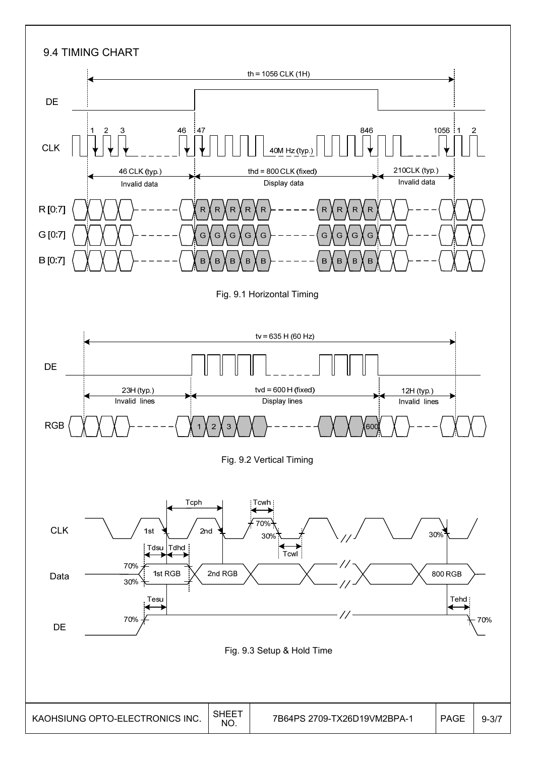## 9.4 TIMING CHART

th = 1056 CLK (1H)

DE

CLK — 1, 2, 3, 46, 47, 846, 1056, 1, 2 — 40M Hz (typ.)

46 CLK (typ.) Invalid data | thd = 800 CLK (fixed) Display data | 210CLK (typ.) Invalid data

R [0:7], G [0:7], B [0:7]

Fig. 9.1 Horizontal Timing

tv = 635 H (60 Hz)

DE

23H (typ.) Invalid lines | tvd = 600 H (fixed) Display lines | 12H (typ.) Invalid lines

RGB — 1, 2, 3, 600

Fig. 9.2 Vertical Timing

CLK — Tcph, Tcwh, Tcwl, 1st, 2nd, 70%, 30%

Data — Tdsu, Tdhd, 1st RGB, 2nd RGB, 800 RGB, 70%, 30%

DE — Tesu, Tehd, 70%

Fig. 9.3 Setup & Hold Time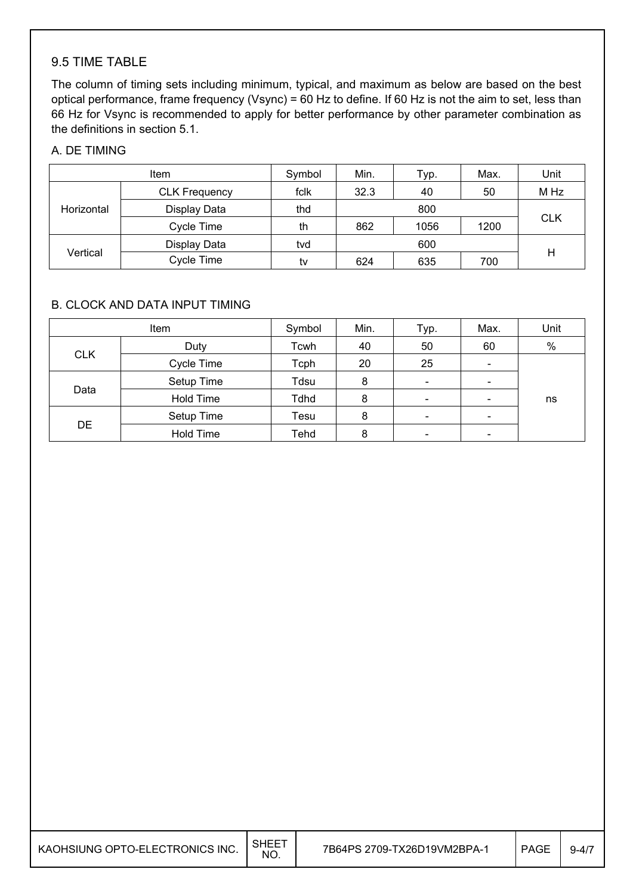## 9.5 TIME TABLE

The column of timing sets including minimum, typical, and maximum as below are based on the best optical performance, frame frequency (Vsync) = 60 Hz to define. If 60 Hz is not the aim to set, less than 66 Hz for Vsync is recommended to apply for better performance by other parameter combination as the definitions in section 5.1.

### A. DE TIMING

| Item | | Symbol | Min. | Typ. | Max. | Unit |
|---|---|---|---|---|---|---|
| Horizontal | CLK Frequency | fclk | 32.3 | 40 | 50 | M Hz |
| | Display Data | thd | | 800 | | CLK |
| | Cycle Time | th | 862 | 1056 | 1200 | |
| Vertical | Display Data | tvd | | 600 | | H |
| | Cycle Time | tv | 624 | 635 | 700 | |

### B. CLOCK AND DATA INPUT TIMING

| Item | | Symbol | Min. | Typ. | Max. | Unit |
|---|---|---|---|---|---|---|
| CLK | Duty | Tcwh | 40 | 50 | 60 | % |
| | Cycle Time | Tcph | 20 | 25 | - | ns |
| Data | Setup Time | Tdsu | 8 | - | - | |
| | Hold Time | Tdhd | 8 | - | - | |
| DE | Setup Time | Tesu | 8 | - | - | |
| | Hold Time | Tehd | 8 | - | - | |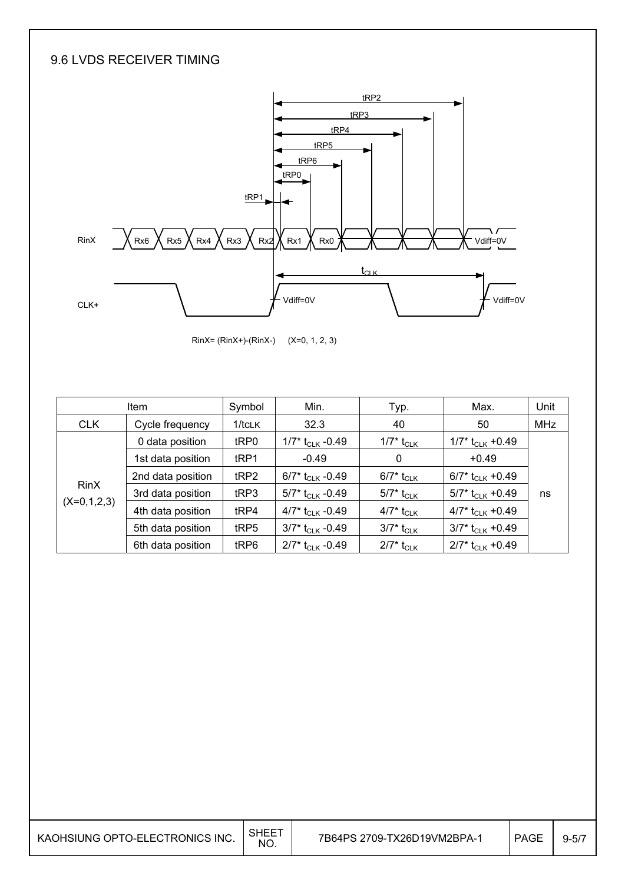## 9.6 LVDS RECEIVER TIMING

RinX= (RinX+)-(RinX-) (X=0, 1, 2, 3)

| Item | | Symbol | Min. | Typ. | Max. | Unit |
|---|---|---|---|---|---|---|
| CLK | Cycle frequency | $1/t_{CLK}$ | 32.3 | 40 | 50 | MHz |
| RinX (X=0,1,2,3) | 0 data position | tRP0 | $1/7 * t_{CLK}$ -0.49 | $1/7 * t_{CLK}$ | $1/7 * t_{CLK}$ +0.49 | ns |
| | 1st data position | tRP1 | -0.49 | 0 | +0.49 | |
| | 2nd data position | tRP2 | $6/7 * t_{CLK}$ -0.49 | $6/7 * t_{CLK}$ | $6/7 * t_{CLK}$ +0.49 | |
| | 3rd data position | tRP3 | $5/7 * t_{CLK}$ -0.49 | $5/7 * t_{CLK}$ | $5/7 * t_{CLK}$ +0.49 | |
| | 4th data position | tRP4 | $4/7 * t_{CLK}$ -0.49 | $4/7 * t_{CLK}$ | $4/7 * t_{CLK}$ +0.49 | |
| | 5th data position | tRP5 | $3/7 * t_{CLK}$ -0.49 | $3/7 * t_{CLK}$ | $3/7 * t_{CLK}$ +0.49 | |
| | 6th data position | tRP6 | $2/7 * t_{CLK}$ -0.49 | $2/7 * t_{CLK}$ | $2/7 * t_{CLK}$ +0.49 | |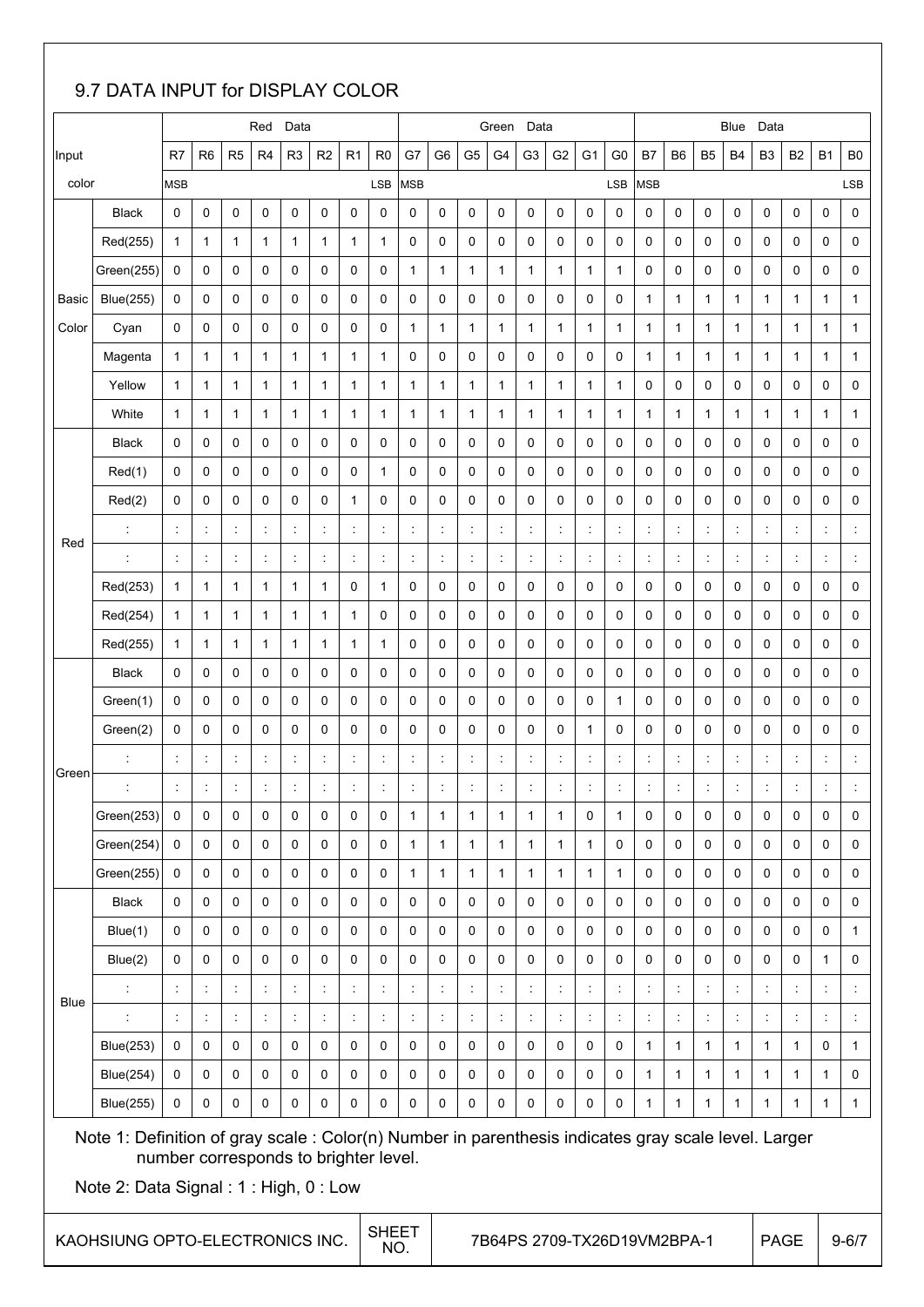## 9.7 DATA INPUT for DISPLAY COLOR

| Input color | | Red Data | | | | | | | | Green Data | | | | | | | | Blue Data | | | | | | | |
|---|---|---|---|---|---|---|---|---|---|---|---|---|---|---|---|---|---|---|---|---|---|---|---|---|---|
| | | R7 | R6 | R5 | R4 | R3 | R2 | R1 | R0 | G7 | G6 | G5 | G4 | G3 | G2 | G1 | G0 | B7 | B6 | B5 | B4 | B3 | B2 | B1 | B0 |
| | | MSB | | | | | | | LSB | MSB | | | | | | | LSB | MSB | | | | | | | LSB |
| Basic Color | Black | 0 | 0 | 0 | 0 | 0 | 0 | 0 | 0 | 0 | 0 | 0 | 0 | 0 | 0 | 0 | 0 | 0 | 0 | 0 | 0 | 0 | 0 | 0 | 0 |
| | Red(255) | 1 | 1 | 1 | 1 | 1 | 1 | 1 | 1 | 0 | 0 | 0 | 0 | 0 | 0 | 0 | 0 | 0 | 0 | 0 | 0 | 0 | 0 | 0 | 0 |
| | Green(255) | 0 | 0 | 0 | 0 | 0 | 0 | 0 | 0 | 1 | 1 | 1 | 1 | 1 | 1 | 1 | 1 | 0 | 0 | 0 | 0 | 0 | 0 | 0 | 0 |
| | Blue(255) | 0 | 0 | 0 | 0 | 0 | 0 | 0 | 0 | 0 | 0 | 0 | 0 | 0 | 0 | 0 | 0 | 1 | 1 | 1 | 1 | 1 | 1 | 1 | 1 |
| | Cyan | 0 | 0 | 0 | 0 | 0 | 0 | 0 | 0 | 1 | 1 | 1 | 1 | 1 | 1 | 1 | 1 | 1 | 1 | 1 | 1 | 1 | 1 | 1 | 1 |
| | Magenta | 1 | 1 | 1 | 1 | 1 | 1 | 1 | 1 | 0 | 0 | 0 | 0 | 0 | 0 | 0 | 0 | 1 | 1 | 1 | 1 | 1 | 1 | 1 | 1 |
| | Yellow | 1 | 1 | 1 | 1 | 1 | 1 | 1 | 1 | 1 | 1 | 1 | 1 | 1 | 1 | 1 | 1 | 0 | 0 | 0 | 0 | 0 | 0 | 0 | 0 |
| | White | 1 | 1 | 1 | 1 | 1 | 1 | 1 | 1 | 1 | 1 | 1 | 1 | 1 | 1 | 1 | 1 | 1 | 1 | 1 | 1 | 1 | 1 | 1 | 1 |
| Red | Black | 0 | 0 | 0 | 0 | 0 | 0 | 0 | 0 | 0 | 0 | 0 | 0 | 0 | 0 | 0 | 0 | 0 | 0 | 0 | 0 | 0 | 0 | 0 | 0 |
| | Red(1) | 0 | 0 | 0 | 0 | 0 | 0 | 0 | 1 | 0 | 0 | 0 | 0 | 0 | 0 | 0 | 0 | 0 | 0 | 0 | 0 | 0 | 0 | 0 | 0 |
| | Red(2) | 0 | 0 | 0 | 0 | 0 | 0 | 1 | 0 | 0 | 0 | 0 | 0 | 0 | 0 | 0 | 0 | 0 | 0 | 0 | 0 | 0 | 0 | 0 | 0 |
| | : | : | : | : | : | : | : | : | : | : | : | : | : | : | : | : | : | : | : | : | : | : | : | : | : |
| | : | : | : | : | : | : | : | : | : | : | : | : | : | : | : | : | : | : | : | : | : | : | : | : | : |
| | Red(253) | 1 | 1 | 1 | 1 | 1 | 1 | 0 | 1 | 0 | 0 | 0 | 0 | 0 | 0 | 0 | 0 | 0 | 0 | 0 | 0 | 0 | 0 | 0 | 0 |
| | Red(254) | 1 | 1 | 1 | 1 | 1 | 1 | 1 | 0 | 0 | 0 | 0 | 0 | 0 | 0 | 0 | 0 | 0 | 0 | 0 | 0 | 0 | 0 | 0 | 0 |
| | Red(255) | 1 | 1 | 1 | 1 | 1 | 1 | 1 | 1 | 0 | 0 | 0 | 0 | 0 | 0 | 0 | 0 | 0 | 0 | 0 | 0 | 0 | 0 | 0 | 0 |
| Green | Black | 0 | 0 | 0 | 0 | 0 | 0 | 0 | 0 | 0 | 0 | 0 | 0 | 0 | 0 | 0 | 0 | 0 | 0 | 0 | 0 | 0 | 0 | 0 | 0 |
| | Green(1) | 0 | 0 | 0 | 0 | 0 | 0 | 0 | 0 | 0 | 0 | 0 | 0 | 0 | 0 | 0 | 1 | 0 | 0 | 0 | 0 | 0 | 0 | 0 | 0 |
| | Green(2) | 0 | 0 | 0 | 0 | 0 | 0 | 0 | 0 | 0 | 0 | 0 | 0 | 0 | 0 | 1 | 0 | 0 | 0 | 0 | 0 | 0 | 0 | 0 | 0 |
| | : | : | : | : | : | : | : | : | : | : | : | : | : | : | : | : | : | : | : | : | : | : | : | : | : |
| | : | : | : | : | : | : | : | : | : | : | : | : | : | : | : | : | : | : | : | : | : | : | : | : | : |
| | Green(253) | 0 | 0 | 0 | 0 | 0 | 0 | 0 | 0 | 1 | 1 | 1 | 1 | 1 | 1 | 0 | 1 | 0 | 0 | 0 | 0 | 0 | 0 | 0 | 0 |
| | Green(254) | 0 | 0 | 0 | 0 | 0 | 0 | 0 | 0 | 1 | 1 | 1 | 1 | 1 | 1 | 1 | 0 | 0 | 0 | 0 | 0 | 0 | 0 | 0 | 0 |
| | Green(255) | 0 | 0 | 0 | 0 | 0 | 0 | 0 | 0 | 1 | 1 | 1 | 1 | 1 | 1 | 1 | 1 | 0 | 0 | 0 | 0 | 0 | 0 | 0 | 0 |
| Blue | Black | 0 | 0 | 0 | 0 | 0 | 0 | 0 | 0 | 0 | 0 | 0 | 0 | 0 | 0 | 0 | 0 | 0 | 0 | 0 | 0 | 0 | 0 | 0 | 0 |
| | Blue(1) | 0 | 0 | 0 | 0 | 0 | 0 | 0 | 0 | 0 | 0 | 0 | 0 | 0 | 0 | 0 | 0 | 0 | 0 | 0 | 0 | 0 | 0 | 0 | 1 |
| | Blue(2) | 0 | 0 | 0 | 0 | 0 | 0 | 0 | 0 | 0 | 0 | 0 | 0 | 0 | 0 | 0 | 0 | 0 | 0 | 0 | 0 | 0 | 0 | 1 | 0 |
| | : | : | : | : | : | : | : | : | : | : | : | : | : | : | : | : | : | : | : | : | : | : | : | : | : |
| | : | : | : | : | : | : | : | : | : | : | : | : | : | : | : | : | : | : | : | : | : | : | : | : | : |
| | Blue(253) | 0 | 0 | 0 | 0 | 0 | 0 | 0 | 0 | 0 | 0 | 0 | 0 | 0 | 0 | 0 | 0 | 1 | 1 | 1 | 1 | 1 | 1 | 0 | 1 |
| | Blue(254) | 0 | 0 | 0 | 0 | 0 | 0 | 0 | 0 | 0 | 0 | 0 | 0 | 0 | 0 | 0 | 0 | 1 | 1 | 1 | 1 | 1 | 1 | 1 | 0 |
| | Blue(255) | 0 | 0 | 0 | 0 | 0 | 0 | 0 | 0 | 0 | 0 | 0 | 0 | 0 | 0 | 0 | 0 | 1 | 1 | 1 | 1 | 1 | 1 | 1 | 1 |

Note 1: Definition of gray scale : Color(n) Number in parenthesis indicates gray scale level. Larger number corresponds to brighter level.

Note 2: Data Signal : 1 : High, 0 : Low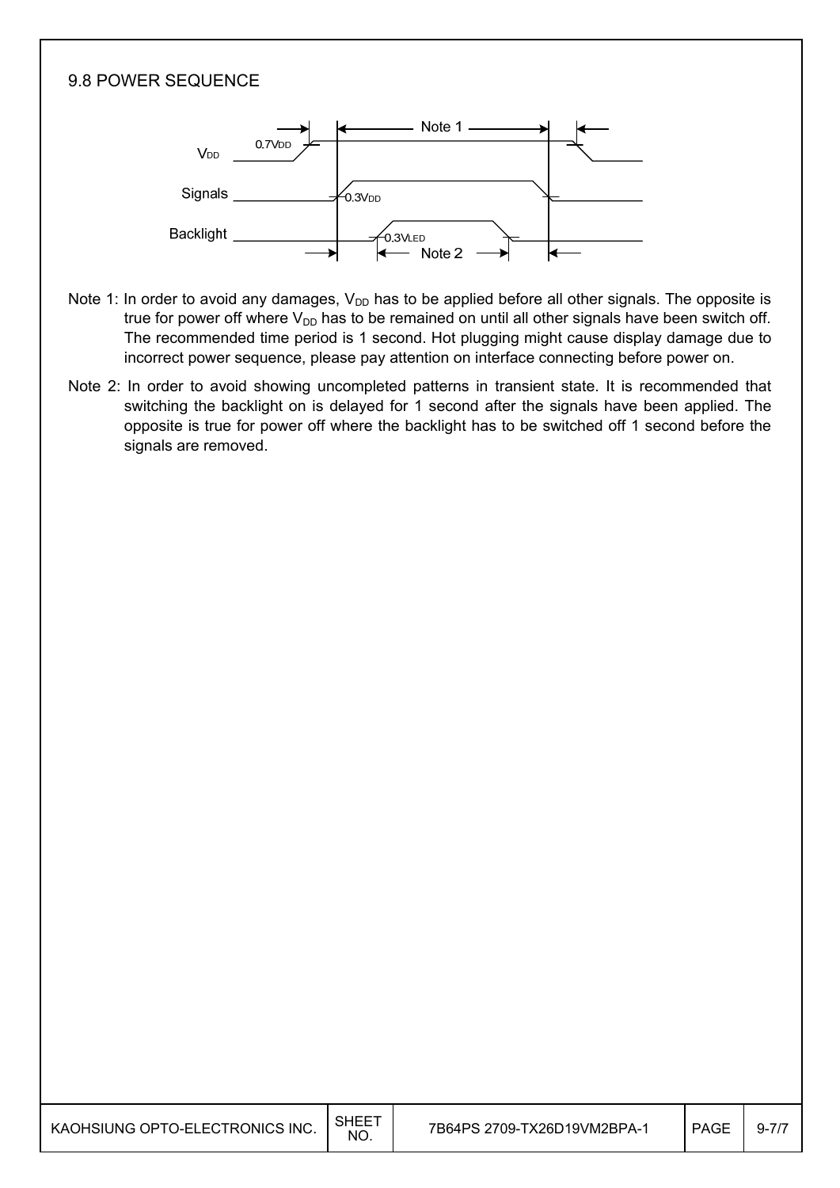## 9.8 POWER SEQUENCE

Note 1: In order to avoid any damages, $V_{DD}$ has to be applied before all other signals. The opposite is true for power off where $V_{DD}$ has to be remained on until all other signals have been switch off. The recommended time period is 1 second. Hot plugging might cause display damage due to incorrect power sequence, please pay attention on interface connecting before power on.

Note 2: In order to avoid showing uncompleted patterns in transient state. It is recommended that switching the backlight on is delayed for 1 second after the signals have been applied. The opposite is true for power off where the backlight has to be switched off 1 second before the signals are removed.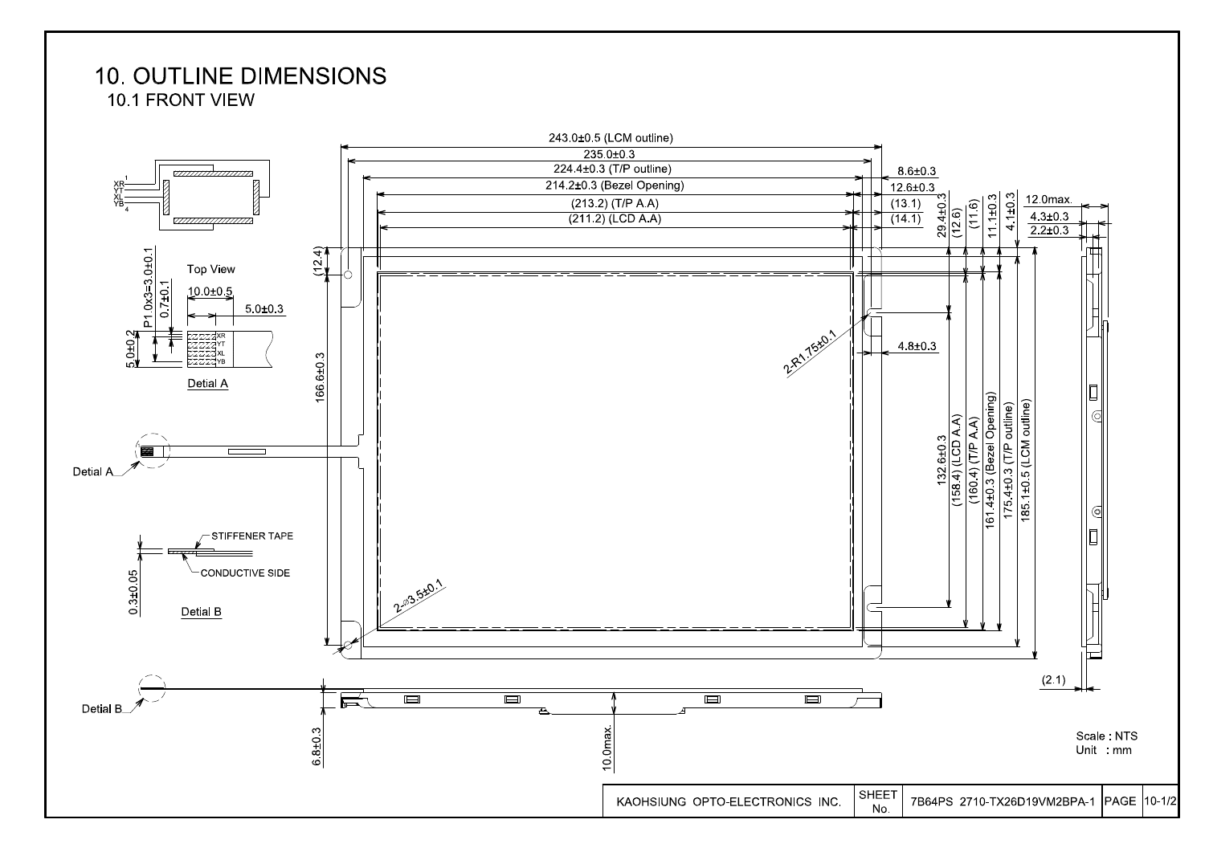# 10. OUTLINE DIMENSIONS

## 10.1 FRONT VIEW

243.0±0.5 (LCM outline)
235.0±0.3
224.4±0.3 (T/P outline)
214.2±0.3 (Bezel Opening)
(213.2) (T/P A.A)
(211.2) (LCD A.A)

8.6±0.3
12.6±0.3
(13.1)
(14.1)

29.4±0.3
(12.6)
(11.6)
11.1±0.3
4.1±0.3

12.0max.
4.3±0.3
2.2±0.3

(12.4)

XR 1
YT
XL
YB 4

Top View

P1.0x3=3.0±0.1
0.7±0.1
10.0±0.5
5.0±0.3
5.0±0.2

XR
YT
XL
YB

Detial A

166.6±0.3

2-R1.75±0.1

4.8±0.3

132.6±0.3
(158.4) (LCD A.A)
(160.4) (T/P A.A)
161.4±0.3 (Bezel Opening)
175.4±0.3 (T/P outline)
185.1±0.5 (LCM outline)

Detial A

STIFFENER TAPE
CONDUCTIVE SIDE
0.3±0.05

Detial B

2-ø3.5±0.1

(2.1)

Detial B

6.8±0.3

10.0max.

Scale : NTS
Unit : mm

| KAOHSIUNG OPTO-ELECTRONICS INC. | SHEET No. | 7B64PS 2710-TX26D19VM2BPA-1 | PAGE | 10-1/2 |
|---|---|---|---|---|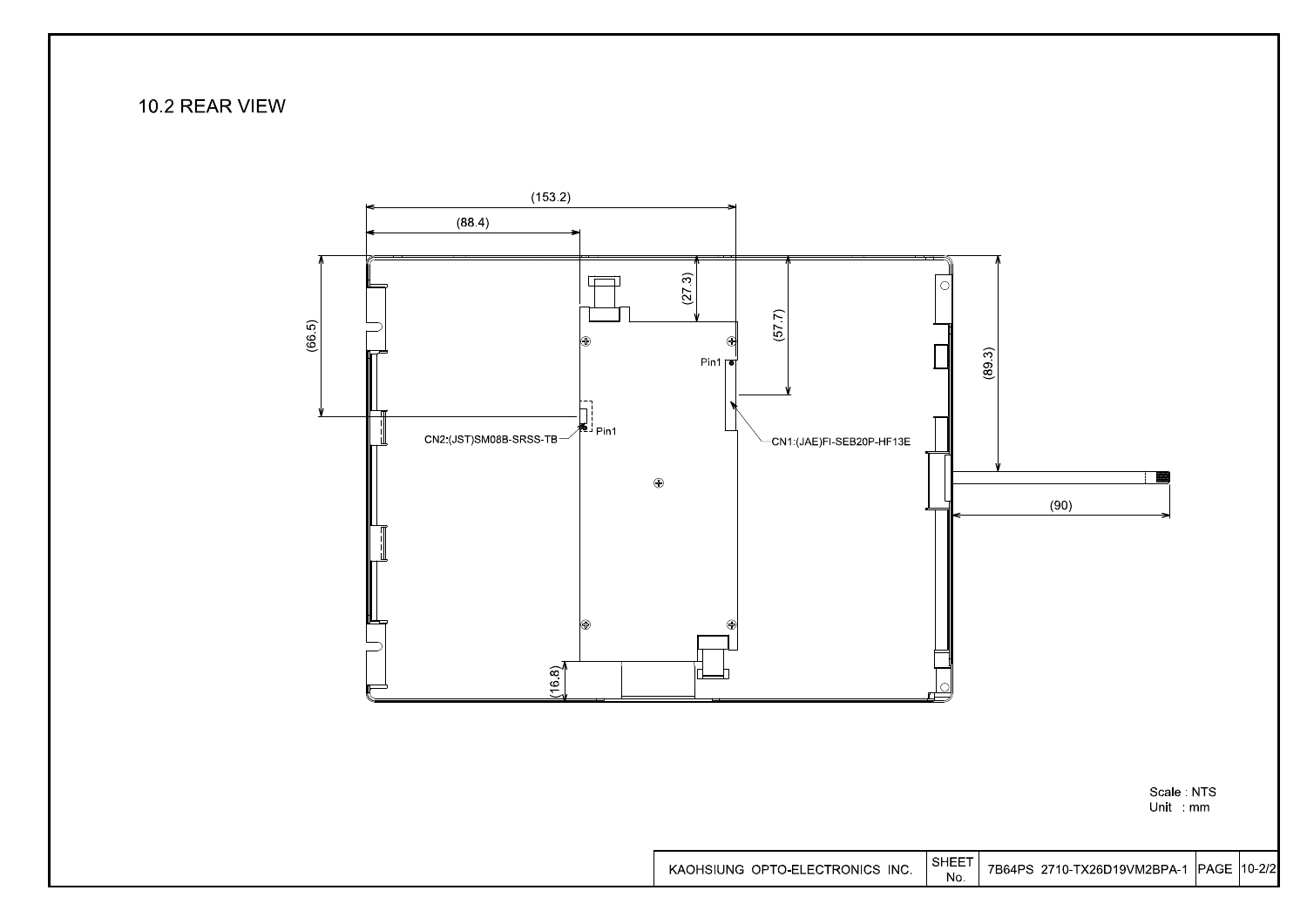## 10.2 REAR VIEW

(153.2)

(88.4)

(27.3)

(57.7)

(66.5)

(89.3)

Pin1

Pin1

CN2:(JST)SM08B-SRSS-TB

CN1:(JAE)FI-SEB20P-HF13E

(90)

(16.8)

Scale : NTS
Unit : mm

| KAOHSIUNG OPTO-ELECTRONICS INC. | SHEET No. | 7B64PS 2710-TX26D19VM2BPA-1 | PAGE | 10-2/2 |
|---|---|---|---|---|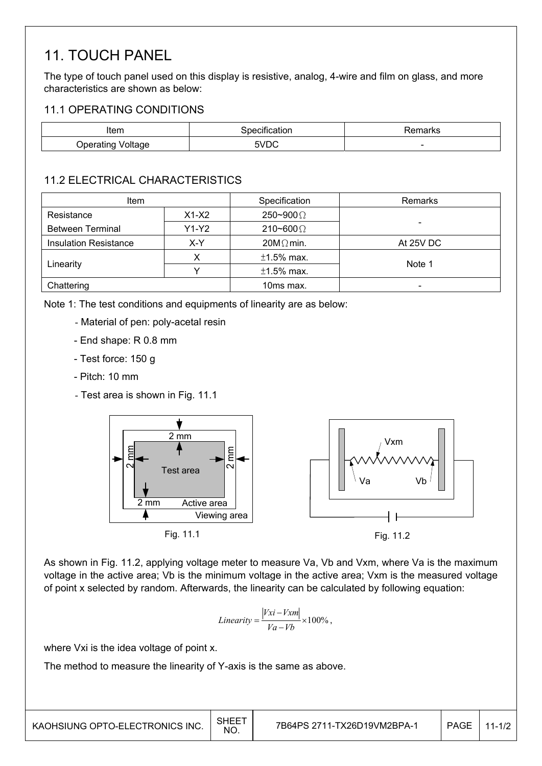# 11. TOUCH PANEL

The type of touch panel used on this display is resistive, analog, 4-wire and film on glass, and more characteristics are shown as below:

## 11.1 OPERATING CONDITIONS

| Item | Specification | Remarks |
|---|---|---|
| Operating Voltage | 5VDC | - |

## 11.2 ELECTRICAL CHARACTERISTICS

| Item | | Specification | Remarks |
|---|---|---|---|
| Resistance Between Terminal | X1-X2 | 250~900Ω | - |
| | Y1-Y2 | 210~600Ω | |
| Insulation Resistance | X-Y | 20MΩ min. | At 25V DC |
| Linearity | X | ±1.5% max. | Note 1 |
| | Y | ±1.5% max. | |
| Chattering | | 10ms max. | - |

Note 1: The test conditions and equipments of linearity are as below:

- Material of pen: poly-acetal resin
- End shape: R 0.8 mm
- Test force: 150 g
- Pitch: 10 mm
- Test area is shown in Fig. 11.1

Fig. 11.1

Fig. 11.2

As shown in Fig. 11.2, applying voltage meter to measure Va, Vb and Vxm, where Va is the maximum voltage in the active area; Vb is the minimum voltage in the active area; Vxm is the measured voltage of point x selected by random. Afterwards, the linearity can be calculated by following equation:

$$Linearity = \frac{|Vxi - Vxm|}{Va - Vb} \times 100\%,$$

where Vxi is the idea voltage of point x.

The method to measure the linearity of Y-axis is the same as above.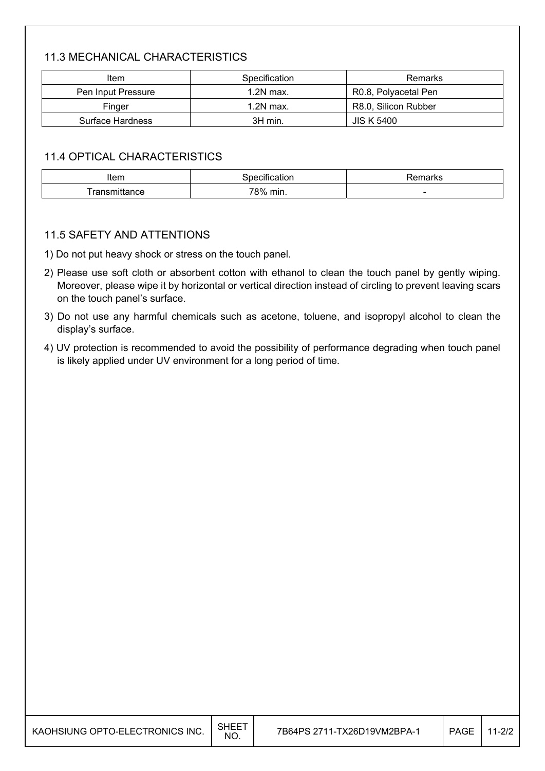### 11.3 MECHANICAL CHARACTERISTICS

| Item | Specification | Remarks |
|---|---|---|
| Pen Input Pressure | 1.2N max. | R0.8, Polyacetal Pen |
| Finger | 1.2N max. | R8.0, Silicon Rubber |
| Surface Hardness | 3H min. | JIS K 5400 |

### 11.4 OPTICAL CHARACTERISTICS

| Item | Specification | Remarks |
|---|---|---|
| Transmittance | 78% min. | - |

### 11.5 SAFETY AND ATTENTIONS

1) Do not put heavy shock or stress on the touch panel.
2) Please use soft cloth or absorbent cotton with ethanol to clean the touch panel by gently wiping. Moreover, please wipe it by horizontal or vertical direction instead of circling to prevent leaving scars on the touch panel's surface.
3) Do not use any harmful chemicals such as acetone, toluene, and isopropyl alcohol to clean the display's surface.
4) UV protection is recommended to avoid the possibility of performance degrading when touch panel is likely applied under UV environment for a long period of time.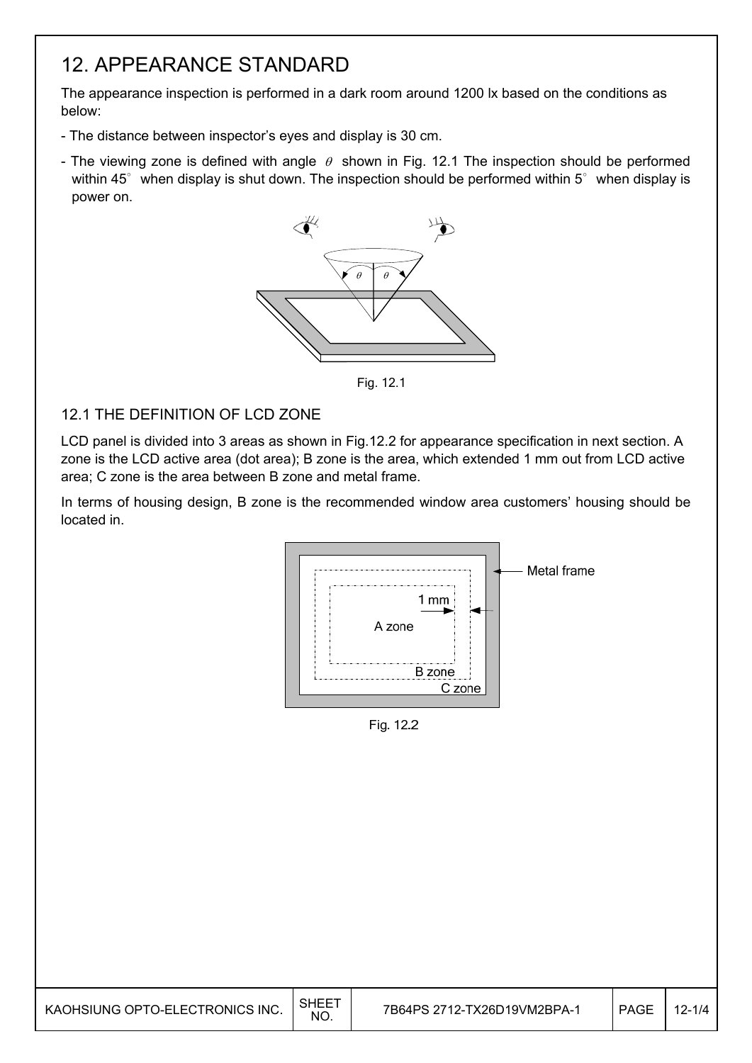# 12. APPEARANCE STANDARD

The appearance inspection is performed in a dark room around 1200 lx based on the conditions as below:

- The distance between inspector's eyes and display is 30 cm.
- The viewing zone is defined with angle $\theta$ shown in Fig. 12.1 The inspection should be performed within 45° when display is shut down. The inspection should be performed within 5° when display is power on.

Fig. 12.1

## 12.1 THE DEFINITION OF LCD ZONE

LCD panel is divided into 3 areas as shown in Fig.12.2 for appearance specification in next section. A zone is the LCD active area (dot area); B zone is the area, which extended 1 mm out from LCD active area; C zone is the area between B zone and metal frame.

In terms of housing design, B zone is the recommended window area customers' housing should be located in.

Fig. 12.2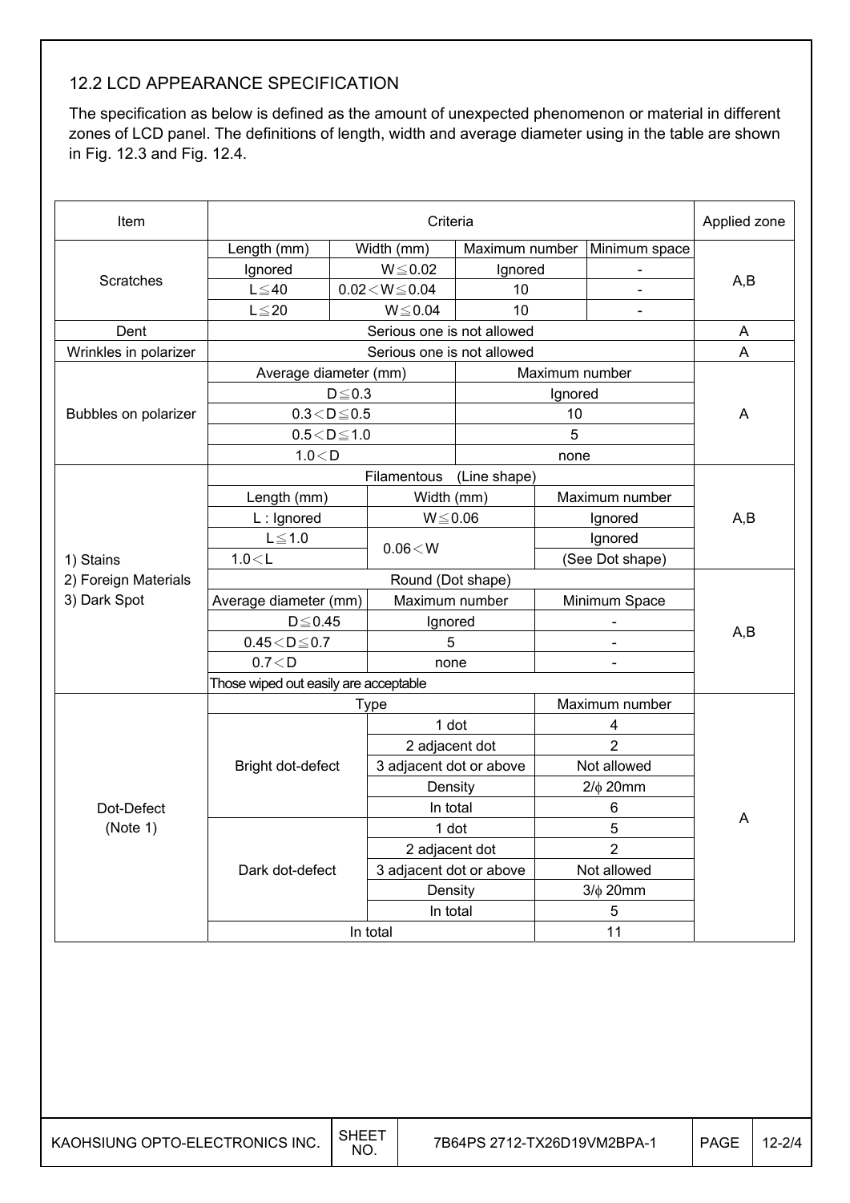## 12.2 LCD APPEARANCE SPECIFICATION

The specification as below is defined as the amount of unexpected phenomenon or material in different zones of LCD panel. The definitions of length, width and average diameter using in the table are shown in Fig. 12.3 and Fig. 12.4.

| Item | Criteria | | | | Applied zone |
|---|---|---|---|---|---|
| Scratches | Length (mm) | Width (mm) | Maximum number | Minimum space | A,B |
| | Ignored | W≦0.02 | Ignored | - | |
| | L≦40 | 0.02＜W≦0.04 | 10 | - | |
| | L≦20 | W≦0.04 | 10 | - | |
| Dent | Serious one is not allowed | | | | A |
| Wrinkles in polarizer | Serious one is not allowed | | | | A |
| Bubbles on polarizer | Average diameter (mm) | | Maximum number | | A |
| | D≦0.3 | | Ignored | | |
| | 0.3＜D≦0.5 | | 10 | | |
| | 0.5＜D≦1.0 | | 5 | | |
| | 1.0＜D | | none | | |
| 1) Stains<br>2) Foreign Materials<br>3) Dark Spot | Filamentous (Line shape) | | | | A,B |
| | Length (mm) | Width (mm) | Maximum number | | |
| | L : Ignored | W≦0.06 | Ignored | | |
| | L≦1.0 | 0.06＜W | Ignored | | |
| | 1.0＜L | | (See Dot shape) | | |
| | Round (Dot shape) | | | | A,B |
| | Average diameter (mm) | Maximum number | Minimum Space | | |
| | D≦0.45 | Ignored | - | | |
| | 0.45＜D≦0.7 | 5 | - | | |
| | 0.7＜D | none | - | | |
| | Those wiped out easily are acceptable | | | | |
| Dot-Defect<br>(Note 1) | Type | | Maximum number | | A |
| | Bright dot-defect | 1 dot | 4 | | |
| | | 2 adjacent dot | 2 | | |
| | | 3 adjacent dot or above | Not allowed | | |
| | | Density | 2/ϕ 20mm | | |
| | | In total | 6 | | |
| | Dark dot-defect | 1 dot | 5 | | |
| | | 2 adjacent dot | 2 | | |
| | | 3 adjacent dot or above | Not allowed | | |
| | | Density | 3/ϕ 20mm | | |
| | | In total | 5 | | |
| | In total | | 11 | | |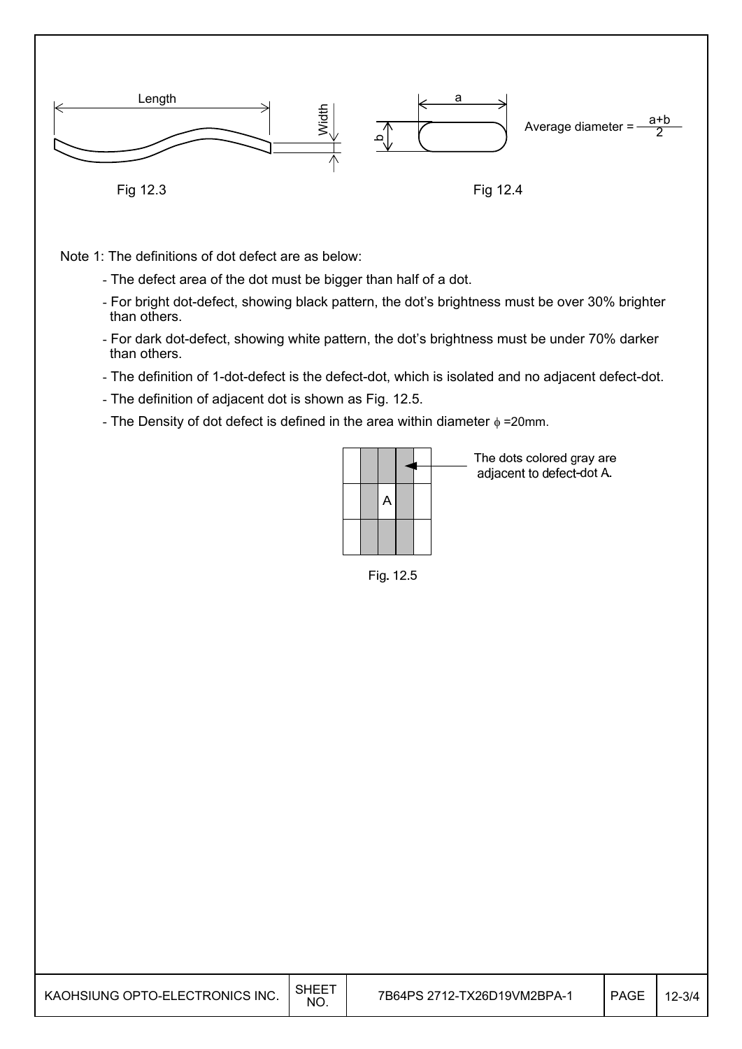Length

Width

Fig 12.3

a

b

Average diameter = $\frac{a+b}{2}$

Fig 12.4

Note 1: The definitions of dot defect are as below:

- The defect area of the dot must be bigger than half of a dot.
- For bright dot-defect, showing black pattern, the dot's brightness must be over 30% brighter than others.
- For dark dot-defect, showing white pattern, the dot's brightness must be under 70% darker than others.
- The definition of 1-dot-defect is the defect-dot, which is isolated and no adjacent defect-dot.
- The definition of adjacent dot is shown as Fig. 12.5.
- The Density of dot defect is defined in the area within diameter $\phi$ =20mm.

The dots colored gray are adjacent to defect-dot A.

Fig. 12.5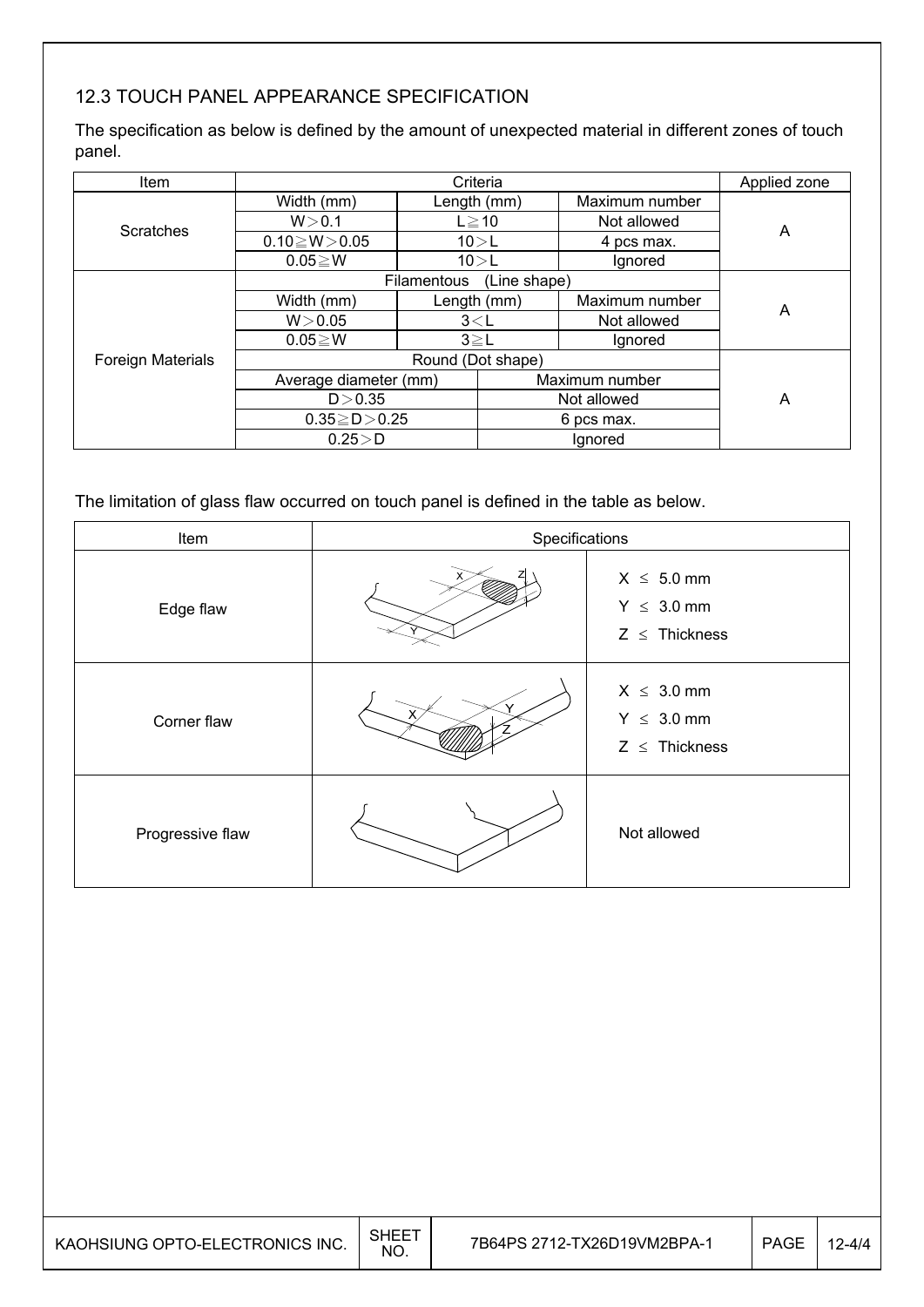### 12.3 TOUCH PANEL APPEARANCE SPECIFICATION

The specification as below is defined by the amount of unexpected material in different zones of touch panel.

| Item | Criteria | | | Applied zone |
|---|---|---|---|---|
| Scratches | Width (mm) | Length (mm) | Maximum number | A |
| | W＞0.1 | L≧10 | Not allowed | |
| | 0.10≧W＞0.05 | 10＞L | 4 pcs max. | |
| | 0.05≧W | 10＞L | Ignored | |
| Foreign Materials | Filamentous (Line shape) | | | A |
| | Width (mm) | Length (mm) | Maximum number | |
| | W＞0.05 | 3＜L | Not allowed | |
| | 0.05≧W | 3≧L | Ignored | |
| | Round (Dot shape) | | | A |
| | Average diameter (mm) | | Maximum number | |
| | D＞0.35 | | Not allowed | |
| | 0.35≧D＞0.25 | | 6 pcs max. | |
| | 0.25＞D | | Ignored | |

The limitation of glass flaw occurred on touch panel is defined in the table as below.

| Item | Specifications | |
|---|---|---|
| Edge flaw | | X ≤ 5.0 mm<br>Y ≤ 3.0 mm<br>Z ≤ Thickness |
| Corner flaw | | X ≤ 3.0 mm<br>Y ≤ 3.0 mm<br>Z ≤ Thickness |
| Progressive flaw | | Not allowed |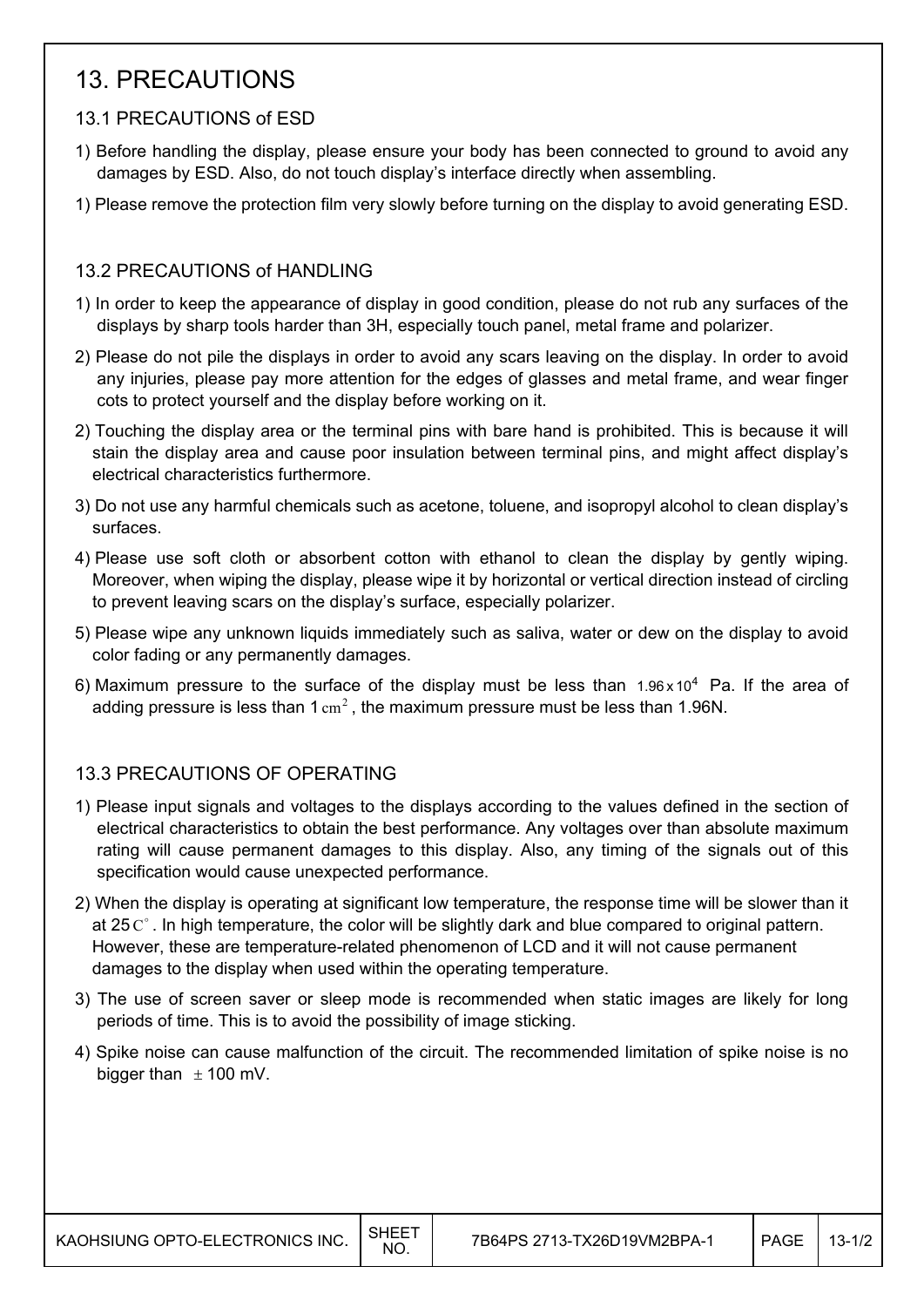# 13. PRECAUTIONS

## 13.1 PRECAUTIONS of ESD

1) Before handling the display, please ensure your body has been connected to ground to avoid any damages by ESD. Also, do not touch display's interface directly when assembling.

1) Please remove the protection film very slowly before turning on the display to avoid generating ESD.

## 13.2 PRECAUTIONS of HANDLING

1) In order to keep the appearance of display in good condition, please do not rub any surfaces of the displays by sharp tools harder than 3H, especially touch panel, metal frame and polarizer.

2) Please do not pile the displays in order to avoid any scars leaving on the display. In order to avoid any injuries, please pay more attention for the edges of glasses and metal frame, and wear finger cots to protect yourself and the display before working on it.

2) Touching the display area or the terminal pins with bare hand is prohibited. This is because it will stain the display area and cause poor insulation between terminal pins, and might affect display's electrical characteristics furthermore.

3) Do not use any harmful chemicals such as acetone, toluene, and isopropyl alcohol to clean display's surfaces.

4) Please use soft cloth or absorbent cotton with ethanol to clean the display by gently wiping. Moreover, when wiping the display, please wipe it by horizontal or vertical direction instead of circling to prevent leaving scars on the display's surface, especially polarizer.

5) Please wipe any unknown liquids immediately such as saliva, water or dew on the display to avoid color fading or any permanently damages.

6) Maximum pressure to the surface of the display must be less than $1.96 \times 10^4$ Pa. If the area of adding pressure is less than 1 $cm^2$, the maximum pressure must be less than 1.96N.

## 13.3 PRECAUTIONS OF OPERATING

1) Please input signals and voltages to the displays according to the values defined in the section of electrical characteristics to obtain the best performance. Any voltages over than absolute maximum rating will cause permanent damages to this display. Also, any timing of the signals out of this specification would cause unexpected performance.

2) When the display is operating at significant low temperature, the response time will be slower than it at 25 $C^{\circ}$. In high temperature, the color will be slightly dark and blue compared to original pattern. However, these are temperature-related phenomenon of LCD and it will not cause permanent damages to the display when used within the operating temperature.

3) The use of screen saver or sleep mode is recommended when static images are likely for long periods of time. This is to avoid the possibility of image sticking.

4) Spike noise can cause malfunction of the circuit. The recommended limitation of spike noise is no bigger than $\pm$ 100 mV.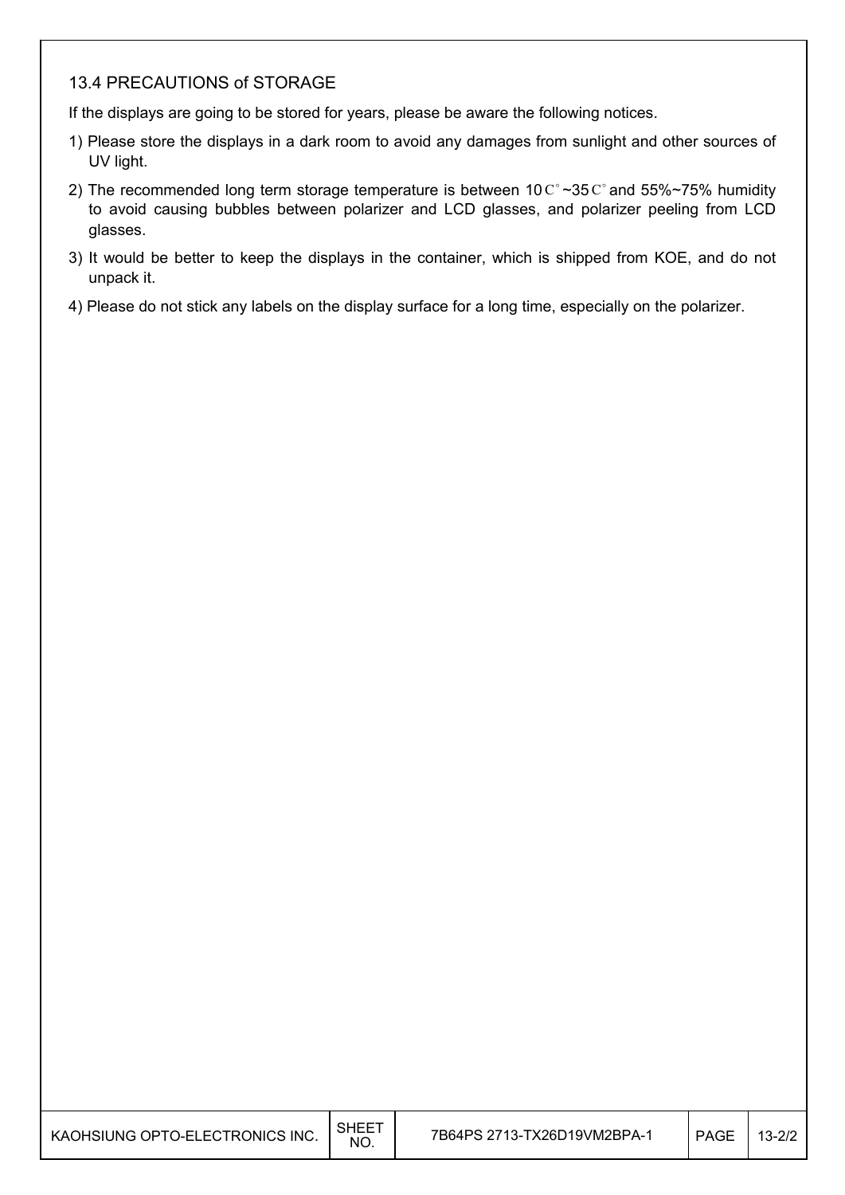### 13.4 PRECAUTIONS of STORAGE

If the displays are going to be stored for years, please be aware the following notices.

1) Please store the displays in a dark room to avoid any damages from sunlight and other sources of UV light.
2) The recommended long term storage temperature is between 10C°~35C° and 55%~75% humidity to avoid causing bubbles between polarizer and LCD glasses, and polarizer peeling from LCD glasses.
3) It would be better to keep the displays in the container, which is shipped from KOE, and do not unpack it.
4) Please do not stick any labels on the display surface for a long time, especially on the polarizer.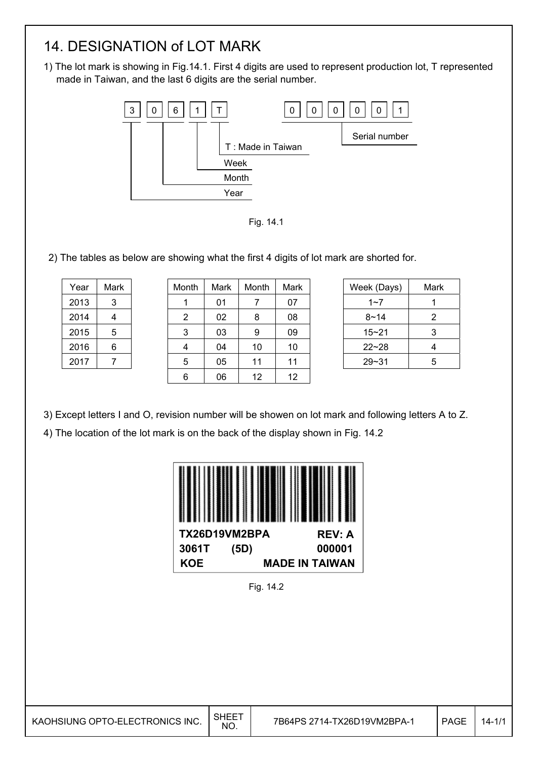# 14. DESIGNATION of LOT MARK

1) The lot mark is showing in Fig.14.1. First 4 digits are used to represent production lot, T represented made in Taiwan, and the last 6 digits are the serial number.

3 0 6 1 T 0 0 0 0 0 1

T : Made in Taiwan

Serial number

Week

Month

Year

Fig. 14.1

2) The tables as below are showing what the first 4 digits of lot mark are shorted for.

| Year | Mark |
|---|---|
| 2013 | 3 |
| 2014 | 4 |
| 2015 | 5 |
| 2016 | 6 |
| 2017 | 7 |

| Month | Mark | Month | Mark |
|---|---|---|---|
| 1 | 01 | 7 | 07 |
| 2 | 02 | 8 | 08 |
| 3 | 03 | 9 | 09 |
| 4 | 04 | 10 | 10 |
| 5 | 05 | 11 | 11 |
| 6 | 06 | 12 | 12 |

| Week (Days) | Mark |
|---|---|
| 1~7 | 1 |
| 8~14 | 2 |
| 15~21 | 3 |
| 22~28 | 4 |
| 29~31 | 5 |

3) Except letters I and O, revision number will be showen on lot mark and following letters A to Z.

4) The location of the lot mark is on the back of the display shown in Fig. 14.2

**TX26D19VM2BPA** **REV: A**

**3061T (5D) 000001**

**KOE MADE IN TAIWAN**

Fig. 14.2